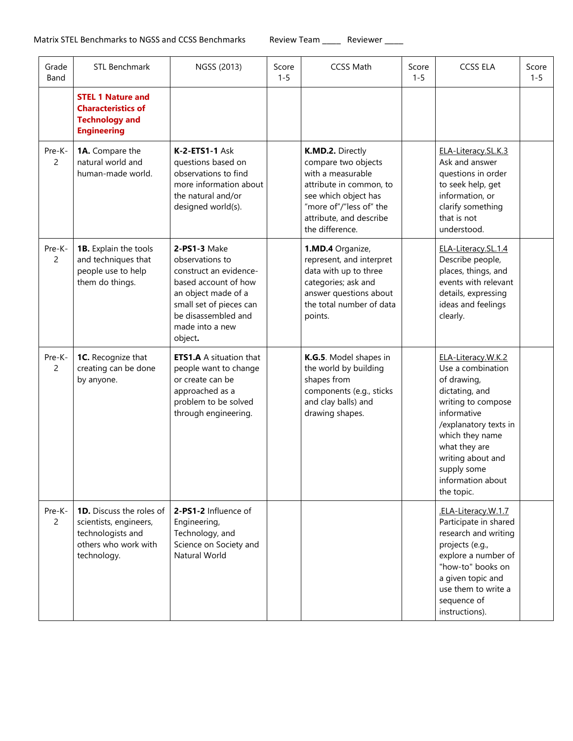Matrix STEL Benchmarks to NGSS and CCSS Benchmarks     Review Team ____ Reviewer ____

| Grade Band | STL Benchmark | NGSS (2013) | Score 1-5 | CCSS Math | Score 1-5 | CCSS ELA | Score 1-5 |
|---|---|---|---|---|---|---|---|
| | **STEL 1 Nature and Characteristics of Technology and Engineering** | | | | | | |
| Pre-K-2 | **1A.** Compare the natural world and human-made world. | **K-2-ETS1-1** Ask questions based on observations to find more information about the natural and/or designed world(s). | | **K.MD.2.** Directly compare two objects with a measurable attribute in common, to see which object has "more of"/"less of" the attribute, and describe the difference. | | ELA-Literacy.SL.K.3 Ask and answer questions in order to seek help, get information, or clarify something that is not understood. | |
| Pre-K-2 | **1B.** Explain the tools and techniques that people use to help them do things. | **2-PS1-3** Make observations to construct an evidence-based account of how an object made of a small set of pieces can be disassembled and made into a new object**.** | | **1.MD.4** Organize, represent, and interpret data with up to three categories; ask and answer questions about the total number of data points. | | ELA-Literacy.SL.1.4 Describe people, places, things, and events with relevant details, expressing ideas and feelings clearly. | |
| Pre-K-2 | **1C.** Recognize that creating can be done by anyone. | **ETS1.A** A situation that people want to change or create can be approached as a problem to be solved through engineering. | | **K.G.5**. Model shapes in the world by building shapes from components (e.g., sticks and clay balls) and drawing shapes. | | ELA-Literacy.W.K.2 Use a combination of drawing, dictating, and writing to compose informative /explanatory texts in which they name what they are writing about and supply some information about the topic. | |
| Pre-K-2 | **1D.** Discuss the roles of scientists, engineers, technologists and others who work with technology. | **2-PS1-2** Influence of Engineering, Technology, and Science on Society and Natural World | | | | .ELA-Literacy.W.1.7 Participate in shared research and writing projects (e.g., explore a number of "how-to" books on a given topic and use them to write a sequence of instructions). | |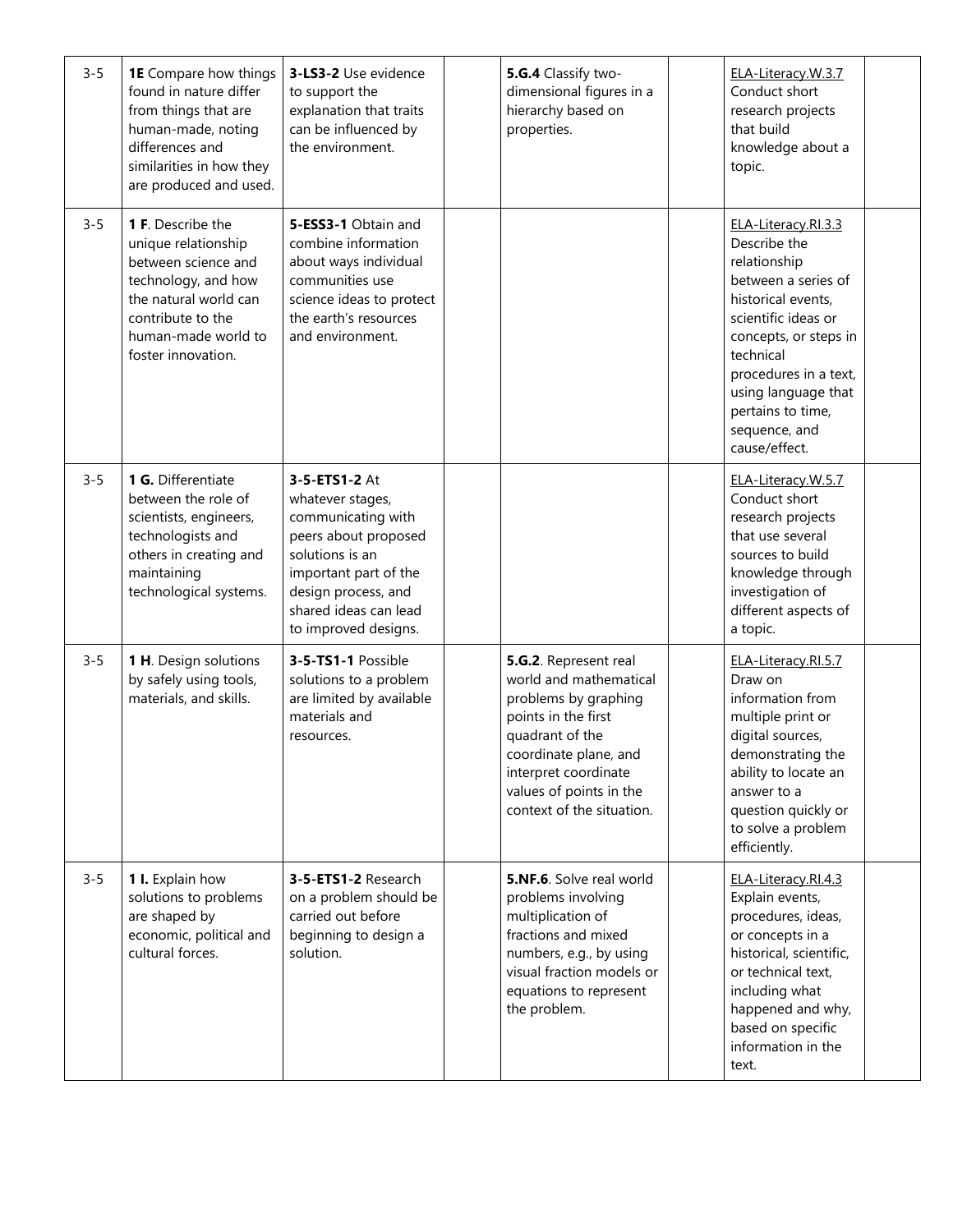| | | | | | | | |
|---|---|---|---|---|---|---|---|
| 3-5 | **1E** Compare how things found in nature differ from things that are human-made, noting differences and similarities in how they are produced and used. | **3-LS3-2** Use evidence to support the explanation that traits can be influenced by the environment. | | **5.G.4** Classify two-dimensional figures in a hierarchy based on properties. | | ELA-Literacy.W.3.7 Conduct short research projects that build knowledge about a topic. | |
| 3-5 | **1 F**. Describe the unique relationship between science and technology, and how the natural world can contribute to the human-made world to foster innovation. | **5-ESS3-1** Obtain and combine information about ways individual communities use science ideas to protect the earth's resources and environment. | | | | ELA-Literacy.RI.3.3 Describe the relationship between a series of historical events, scientific ideas or concepts, or steps in technical procedures in a text, using language that pertains to time, sequence, and cause/effect. | |
| 3-5 | **1 G.** Differentiate between the role of scientists, engineers, technologists and others in creating and maintaining technological systems. | **3-5-ETS1-2** At whatever stages, communicating with peers about proposed solutions is an important part of the design process, and shared ideas can lead to improved designs. | | | | ELA-Literacy.W.5.7 Conduct short research projects that use several sources to build knowledge through investigation of different aspects of a topic. | |
| 3-5 | **1 H**. Design solutions by safely using tools, materials, and skills. | **3-5-TS1-1** Possible solutions to a problem are limited by available materials and resources. | | **5.G.2**. Represent real world and mathematical problems by graphing points in the first quadrant of the coordinate plane, and interpret coordinate values of points in the context of the situation. | | ELA-Literacy.RI.5.7 Draw on information from multiple print or digital sources, demonstrating the ability to locate an answer to a question quickly or to solve a problem efficiently. | |
| 3-5 | **1 I.** Explain how solutions to problems are shaped by economic, political and cultural forces. | **3-5-ETS1-2** Research on a problem should be carried out before beginning to design a solution. | | **5.NF.6**. Solve real world problems involving multiplication of fractions and mixed numbers, e.g., by using visual fraction models or equations to represent the problem. | | ELA-Literacy.RI.4.3 Explain events, procedures, ideas, or concepts in a historical, scientific, or technical text, including what happened and why, based on specific information in the text. | |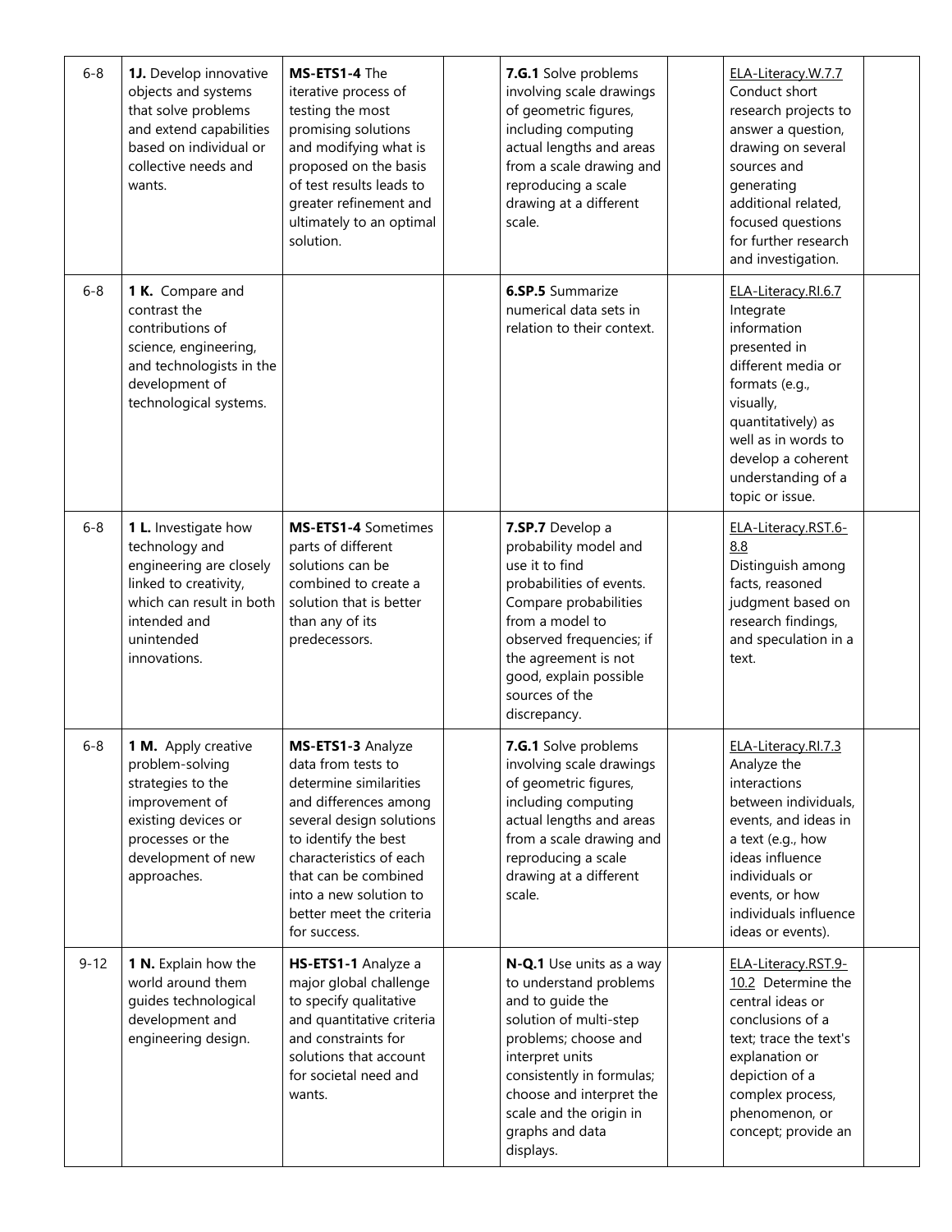| | | | | | | | |
|---|---|---|---|---|---|---|---|
| 6-8 | **1J.** Develop innovative objects and systems that solve problems and extend capabilities based on individual or collective needs and wants. | **MS-ETS1-4** The iterative process of testing the most promising solutions and modifying what is proposed on the basis of test results leads to greater refinement and ultimately to an optimal solution. | | **7.G.1** Solve problems involving scale drawings of geometric figures, including computing actual lengths and areas from a scale drawing and reproducing a scale drawing at a different scale. | | ELA-Literacy.W.7.7 Conduct short research projects to answer a question, drawing on several sources and generating additional related, focused questions for further research and investigation. | |
| 6-8 | **1 K.** Compare and contrast the contributions of science, engineering, and technologists in the development of technological systems. | | | **6.SP.5** Summarize numerical data sets in relation to their context. | | ELA-Literacy.RI.6.7 Integrate information presented in different media or formats (e.g., visually, quantitatively) as well as in words to develop a coherent understanding of a topic or issue. | |
| 6-8 | **1 L.** Investigate how technology and engineering are closely linked to creativity, which can result in both intended and unintended innovations. | **MS-ETS1-4** Sometimes parts of different solutions can be combined to create a solution that is better than any of its predecessors. | | **7.SP.7** Develop a probability model and use it to find probabilities of events. Compare probabilities from a model to observed frequencies; if the agreement is not good, explain possible sources of the discrepancy. | | ELA-Literacy.RST.6-8.8 Distinguish among facts, reasoned judgment based on research findings, and speculation in a text. | |
| 6-8 | **1 M.** Apply creative problem-solving strategies to the improvement of existing devices or processes or the development of new approaches. | **MS-ETS1-3** Analyze data from tests to determine similarities and differences among several design solutions to identify the best characteristics of each that can be combined into a new solution to better meet the criteria for success. | | **7.G.1** Solve problems involving scale drawings of geometric figures, including computing actual lengths and areas from a scale drawing and reproducing a scale drawing at a different scale. | | ELA-Literacy.RI.7.3 Analyze the interactions between individuals, events, and ideas in a text (e.g., how ideas influence individuals or events, or how individuals influence ideas or events). | |
| 9-12 | **1 N.** Explain how the world around them guides technological development and engineering design. | **HS-ETS1-1** Analyze a major global challenge to specify qualitative and quantitative criteria and constraints for solutions that account for societal need and wants. | | **N-Q.1** Use units as a way to understand problems and to guide the solution of multi-step problems; choose and interpret units consistently in formulas; choose and interpret the scale and the origin in graphs and data displays. | | ELA-Literacy.RST.9-10.2 Determine the central ideas or conclusions of a text; trace the text's explanation or depiction of a complex process, phenomenon, or concept; provide an | |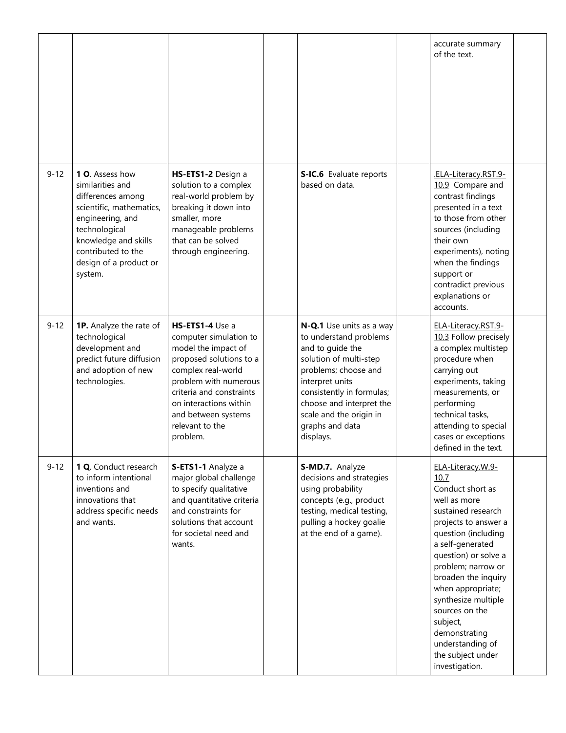| | | | | | | | |
|---|---|---|---|---|---|---|---|
| | | | | | | accurate summary of the text. | |
| 9-12 | **1 O**. Assess how similarities and differences among scientific, mathematics, engineering, and technological knowledge and skills contributed to the design of a product or system. | **HS-ETS1-2** Design a solution to a complex real-world problem by breaking it down into smaller, more manageable problems that can be solved through engineering. | | **S-IC.6** Evaluate reports based on data. | | .ELA-Literacy.RST.9-10.9 Compare and contrast findings presented in a text to those from other sources (including their own experiments), noting when the findings support or contradict previous explanations or accounts. | |
| 9-12 | **1P.** Analyze the rate of technological development and predict future diffusion and adoption of new technologies. | **HS-ETS1-4** Use a computer simulation to model the impact of proposed solutions to a complex real-world problem with numerous criteria and constraints on interactions within and between systems relevant to the problem. | | **N-Q.1** Use units as a way to understand problems and to guide the solution of multi-step problems; choose and interpret units consistently in formulas; choose and interpret the scale and the origin in graphs and data displays. | | ELA-Literacy.RST.9-10.3 Follow precisely a complex multistep procedure when carrying out experiments, taking measurements, or performing technical tasks, attending to special cases or exceptions defined in the text. | |
| 9-12 | **1 Q**. Conduct research to inform intentional inventions and innovations that address specific needs and wants. | **S-ETS1-1** Analyze a major global challenge to specify qualitative and quantitative criteria and constraints for solutions that account for societal need and wants. | | **S-MD.7.** Analyze decisions and strategies using probability concepts (e.g., product testing, medical testing, pulling a hockey goalie at the end of a game). | | ELA-Literacy.W.9-10.7 Conduct short as well as more sustained research projects to answer a question (including a self-generated question) or solve a problem; narrow or broaden the inquiry when appropriate; synthesize multiple sources on the subject, demonstrating understanding of the subject under investigation. | |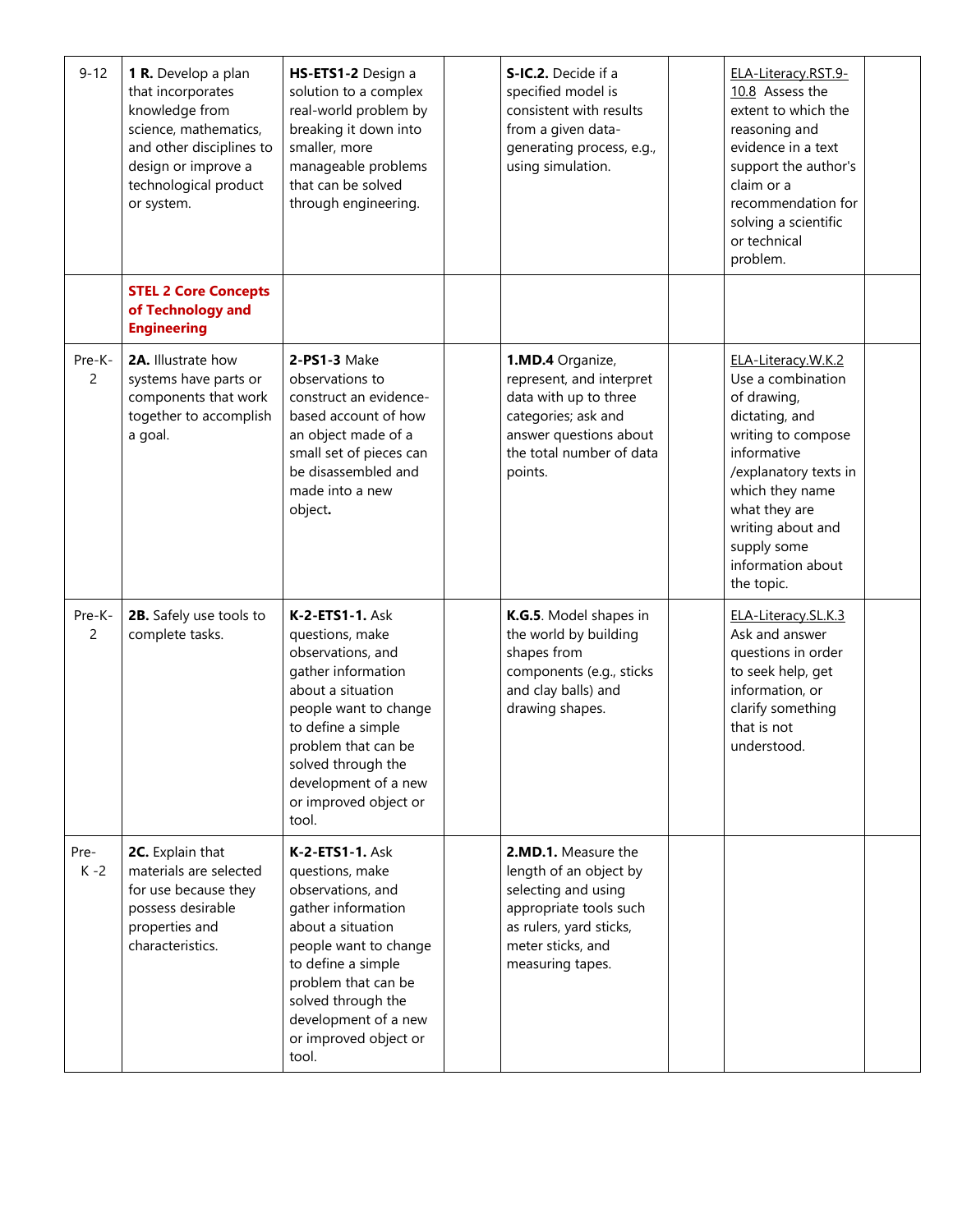| 9-12 | **1 R.** Develop a plan that incorporates knowledge from science, mathematics, and other disciplines to design or improve a technological product or system. | **HS-ETS1-2** Design a solution to a complex real-world problem by breaking it down into smaller, more manageable problems that can be solved through engineering. | | **S-IC.2.** Decide if a specified model is consistent with results from a given data-generating process, e.g., using simulation. | | ELA-Literacy.RST.9-10.8 Assess the extent to which the reasoning and evidence in a text support the author's claim or a recommendation for solving a scientific or technical problem. | |
|---|---|---|---|---|---|---|---|
| | **STEL 2 Core Concepts of Technology and Engineering** | | | | | | |
| Pre-K-2 | **2A.** Illustrate how systems have parts or components that work together to accomplish a goal. | **2-PS1-3** Make observations to construct an evidence-based account of how an object made of a small set of pieces can be disassembled and made into a new object**.** | | **1.MD.4** Organize, represent, and interpret data with up to three categories; ask and answer questions about the total number of data points. | | ELA-Literacy.W.K.2 Use a combination of drawing, dictating, and writing to compose informative /explanatory texts in which they name what they are writing about and supply some information about the topic. | |
| Pre-K-2 | **2B.** Safely use tools to complete tasks. | **K-2-ETS1-1.** Ask questions, make observations, and gather information about a situation people want to change to define a simple problem that can be solved through the development of a new or improved object or tool. | | **K.G.5**. Model shapes in the world by building shapes from components (e.g., sticks and clay balls) and drawing shapes. | | ELA-Literacy.SL.K.3 Ask and answer questions in order to seek help, get information, or clarify something that is not understood. | |
| Pre-K -2 | **2C.** Explain that materials are selected for use because they possess desirable properties and characteristics. | **K-2-ETS1-1.** Ask questions, make observations, and gather information about a situation people want to change to define a simple problem that can be solved through the development of a new or improved object or tool. | | **2.MD.1.** Measure the length of an object by selecting and using appropriate tools such as rulers, yard sticks, meter sticks, and measuring tapes. | | | |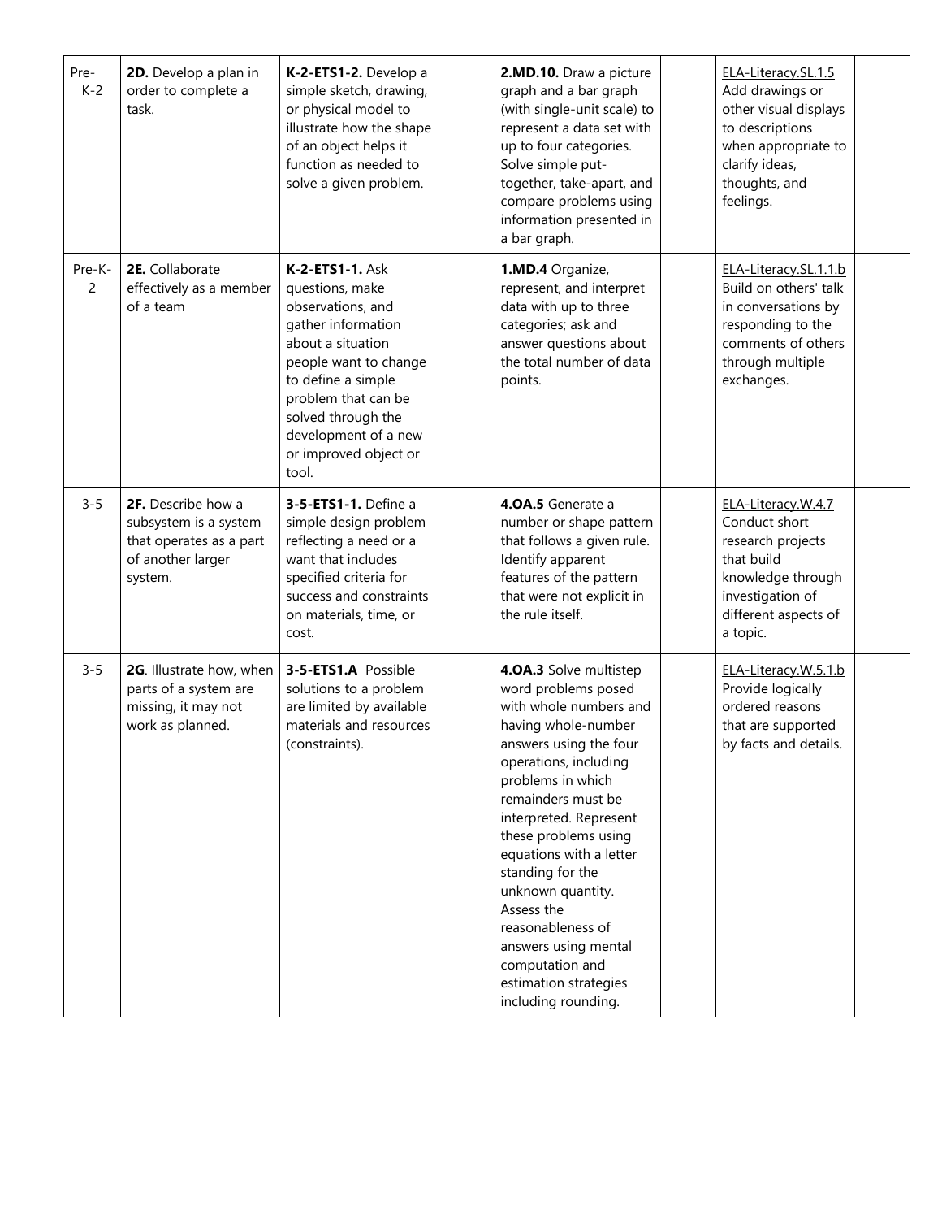| Pre-K-2 | **2D.** Develop a plan in order to complete a task. | **K-2-ETS1-2.** Develop a simple sketch, drawing, or physical model to illustrate how the shape of an object helps it function as needed to solve a given problem. | | **2.MD.10.** Draw a picture graph and a bar graph (with single-unit scale) to represent a data set with up to four categories. Solve simple put-together, take-apart, and compare problems using information presented in a bar graph. | | ELA-Literacy.SL.1.5 Add drawings or other visual displays to descriptions when appropriate to clarify ideas, thoughts, and feelings. | |
|---|---|---|---|---|---|---|---|
| Pre-K-2 | **2E.** Collaborate effectively as a member of a team | **K-2-ETS1-1.** Ask questions, make observations, and gather information about a situation people want to change to define a simple problem that can be solved through the development of a new or improved object or tool. | | **1.MD.4** Organize, represent, and interpret data with up to three categories; ask and answer questions about the total number of data points. | | ELA-Literacy.SL.1.1.b Build on others' talk in conversations by responding to the comments of others through multiple exchanges. | |
| 3-5 | **2F.** Describe how a subsystem is a system that operates as a part of another larger system. | **3-5-ETS1-1.** Define a simple design problem reflecting a need or a want that includes specified criteria for success and constraints on materials, time, or cost. | | **4.OA.5** Generate a number or shape pattern that follows a given rule. Identify apparent features of the pattern that were not explicit in the rule itself. | | ELA-Literacy.W.4.7 Conduct short research projects that build knowledge through investigation of different aspects of a topic. | |
| 3-5 | **2G**. Illustrate how, when parts of a system are missing, it may not work as planned. | **3-5-ETS1.A** Possible solutions to a problem are limited by available materials and resources (constraints). | | **4.OA.3** Solve multistep word problems posed with whole numbers and having whole-number answers using the four operations, including problems in which remainders must be interpreted. Represent these problems using equations with a letter standing for the unknown quantity. Assess the reasonableness of answers using mental computation and estimation strategies including rounding. | | ELA-Literacy.W.5.1.b Provide logically ordered reasons that are supported by facts and details. | |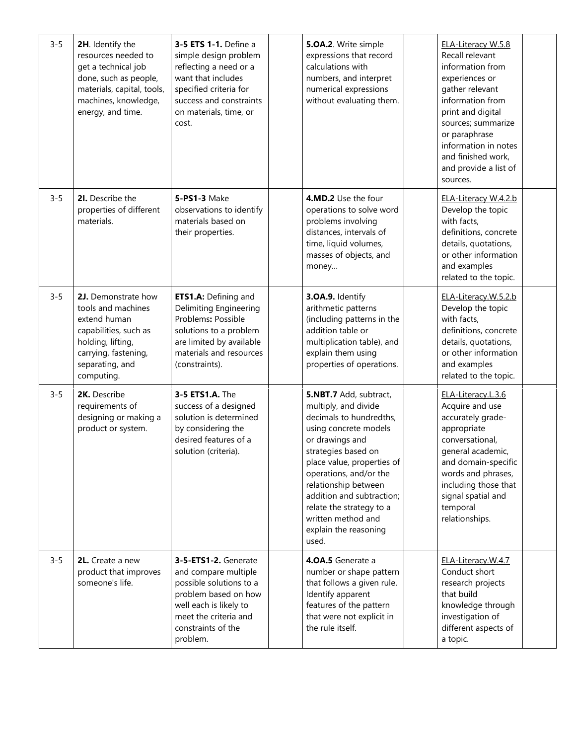| 3-5 | **2H**. Identify the resources needed to get a technical job done, such as people, materials, capital, tools, machines, knowledge, energy, and time. | **3-5 ETS 1-1.** Define a simple design problem reflecting a need or a want that includes specified criteria for success and constraints on materials, time, or cost. | | **5.OA.2**. Write simple expressions that record calculations with numbers, and interpret numerical expressions without evaluating them. | | ELA-Literacy W.5.8 Recall relevant information from experiences or gather relevant information from print and digital sources; summarize or paraphrase information in notes and finished work, and provide a list of sources. | |
|---|---|---|---|---|---|---|---|
| 3-5 | **2I.** Describe the properties of different materials. | **5-PS1-3** Make observations to identify materials based on their properties. | | **4.MD.2** Use the four operations to solve word problems involving distances, intervals of time, liquid volumes, masses of objects, and money… | | ELA-Literacy W.4.2.b Develop the topic with facts, definitions, concrete details, quotations, or other information and examples related to the topic. | |
| 3-5 | **2J.** Demonstrate how tools and machines extend human capabilities, such as holding, lifting, carrying, fastening, separating, and computing. | **ETS1.A:** Defining and Delimiting Engineering Problems**:** Possible solutions to a problem are limited by available materials and resources (constraints). | | **3.OA.9.** Identify arithmetic patterns (including patterns in the addition table or multiplication table), and explain them using properties of operations. | | ELA-Literacy.W.5.2.b Develop the topic with facts, definitions, concrete details, quotations, or other information and examples related to the topic. | |
| 3-5 | **2K.** Describe requirements of designing or making a product or system. | **3-5 ETS1.A.** The success of a designed solution is determined by considering the desired features of a solution (criteria). | | **5.NBT.7** Add, subtract, multiply, and divide decimals to hundredths, using concrete models or drawings and strategies based on place value, properties of operations, and/or the relationship between addition and subtraction; relate the strategy to a written method and explain the reasoning used. | | ELA-Literacy.L.3.6 Acquire and use accurately grade-appropriate conversational, general academic, and domain-specific words and phrases, including those that signal spatial and temporal relationships. | |
| 3-5 | **2L.** Create a new product that improves someone's life. | **3-5-ETS1-2.** Generate and compare multiple possible solutions to a problem based on how well each is likely to meet the criteria and constraints of the problem. | | **4.OA.5** Generate a number or shape pattern that follows a given rule. Identify apparent features of the pattern that were not explicit in the rule itself. | | ELA-Literacy.W.4.7 Conduct short research projects that build knowledge through investigation of different aspects of a topic. | |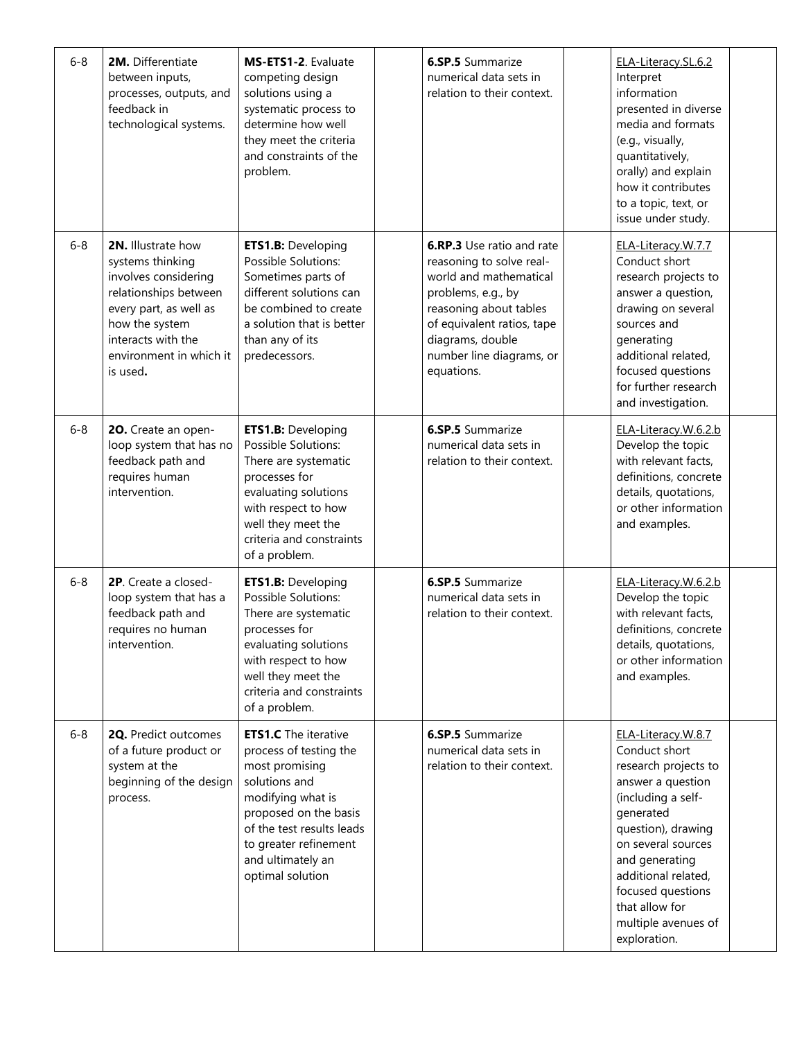| 6-8 | **2M.** Differentiate between inputs, processes, outputs, and feedback in technological systems. | **MS-ETS1-2**. Evaluate competing design solutions using a systematic process to determine how well they meet the criteria and constraints of the problem. | | **6.SP.5** Summarize numerical data sets in relation to their context. | | ELA-Literacy.SL.6.2 Interpret information presented in diverse media and formats (e.g., visually, quantitatively, orally) and explain how it contributes to a topic, text, or issue under study. | |
|---|---|---|---|---|---|---|---|
| 6-8 | **2N.** Illustrate how systems thinking involves considering relationships between every part, as well as how the system interacts with the environment in which it is used**.** | **ETS1.B:** Developing Possible Solutions: Sometimes parts of different solutions can be combined to create a solution that is better than any of its predecessors. | | **6.RP.3** Use ratio and rate reasoning to solve real-world and mathematical problems, e.g., by reasoning about tables of equivalent ratios, tape diagrams, double number line diagrams, or equations. | | ELA-Literacy.W.7.7 Conduct short research projects to answer a question, drawing on several sources and generating additional related, focused questions for further research and investigation. | |
| 6-8 | **2O.** Create an open-loop system that has no feedback path and requires human intervention. | **ETS1.B:** Developing Possible Solutions: There are systematic processes for evaluating solutions with respect to how well they meet the criteria and constraints of a problem. | | **6.SP.5** Summarize numerical data sets in relation to their context. | | ELA-Literacy.W.6.2.b Develop the topic with relevant facts, definitions, concrete details, quotations, or other information and examples. | |
| 6-8 | **2P**. Create a closed-loop system that has a feedback path and requires no human intervention. | **ETS1.B:** Developing Possible Solutions: There are systematic processes for evaluating solutions with respect to how well they meet the criteria and constraints of a problem. | | **6.SP.5** Summarize numerical data sets in relation to their context. | | ELA-Literacy.W.6.2.b Develop the topic with relevant facts, definitions, concrete details, quotations, or other information and examples. | |
| 6-8 | **2Q.** Predict outcomes of a future product or system at the beginning of the design process. | **ETS1.C** The iterative process of testing the most promising solutions and modifying what is proposed on the basis of the test results leads to greater refinement and ultimately an optimal solution | | **6.SP.5** Summarize numerical data sets in relation to their context. | | ELA-Literacy.W.8.7 Conduct short research projects to answer a question (including a self-generated question), drawing on several sources and generating additional related, focused questions that allow for multiple avenues of exploration. | |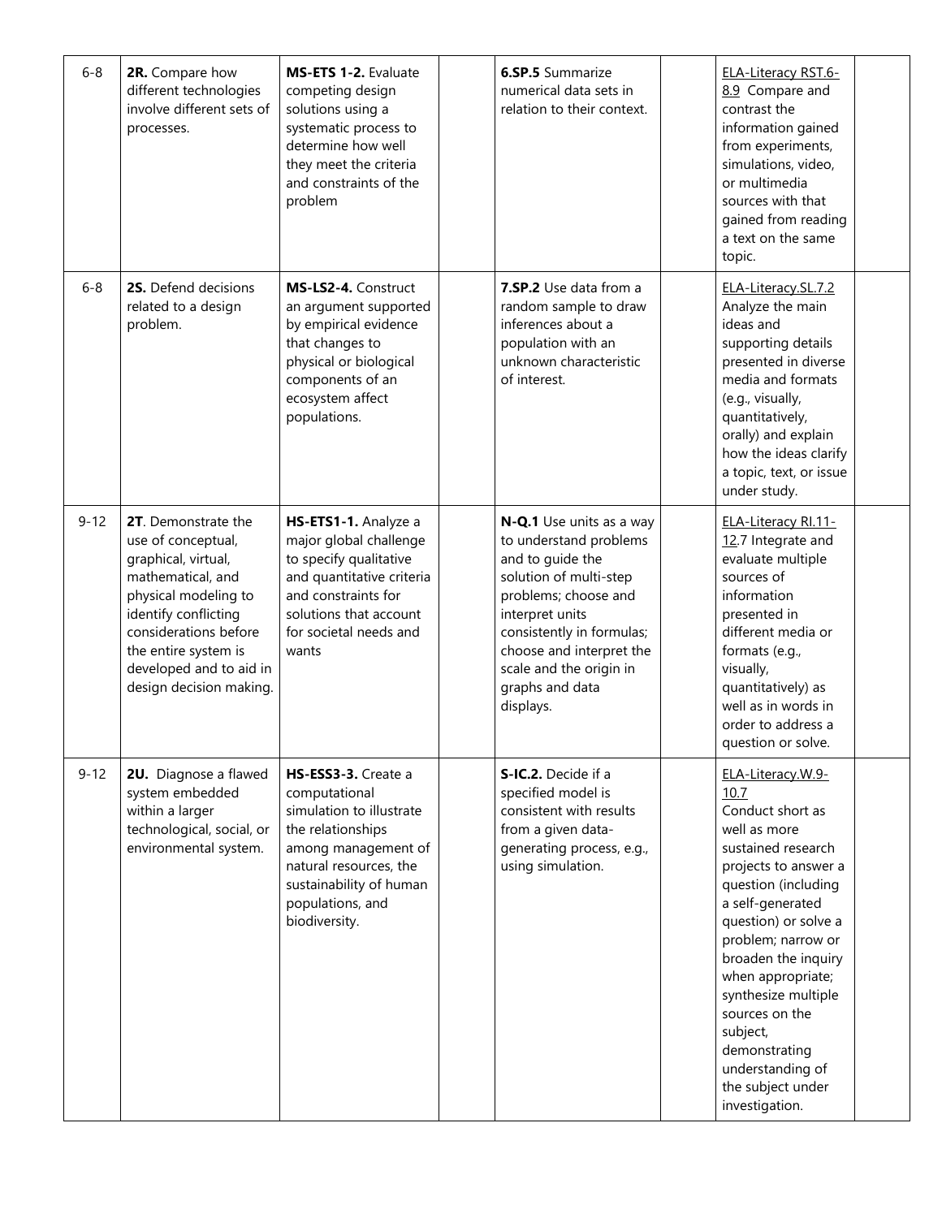| 6-8 | **2R.** Compare how different technologies involve different sets of processes. | **MS-ETS 1-2.** Evaluate competing design solutions using a systematic process to determine how well they meet the criteria and constraints of the problem | | **6.SP.5** Summarize numerical data sets in relation to their context. | | ELA-Literacy RST.6-8.9 Compare and contrast the information gained from experiments, simulations, video, or multimedia sources with that gained from reading a text on the same topic. | |
|---|---|---|---|---|---|---|---|
| 6-8 | **2S.** Defend decisions related to a design problem. | **MS-LS2-4.** Construct an argument supported by empirical evidence that changes to physical or biological components of an ecosystem affect populations. | | **7.SP.2** Use data from a random sample to draw inferences about a population with an unknown characteristic of interest. | | ELA-Literacy.SL.7.2 Analyze the main ideas and supporting details presented in diverse media and formats (e.g., visually, quantitatively, orally) and explain how the ideas clarify a topic, text, or issue under study. | |
| 9-12 | **2T**. Demonstrate the use of conceptual, graphical, virtual, mathematical, and physical modeling to identify conflicting considerations before the entire system is developed and to aid in design decision making. | **HS-ETS1-1.** Analyze a major global challenge to specify qualitative and quantitative criteria and constraints for solutions that account for societal needs and wants | | **N-Q.1** Use units as a way to understand problems and to guide the solution of multi-step problems; choose and interpret units consistently in formulas; choose and interpret the scale and the origin in graphs and data displays. | | ELA-Literacy RI.11-12.7 Integrate and evaluate multiple sources of information presented in different media or formats (e.g., visually, quantitatively) as well as in words in order to address a question or solve. | |
| 9-12 | **2U.** Diagnose a flawed system embedded within a larger technological, social, or environmental system. | **HS-ESS3-3.** Create a computational simulation to illustrate the relationships among management of natural resources, the sustainability of human populations, and biodiversity. | | **S-IC.2.** Decide if a specified model is consistent with results from a given data-generating process, e.g., using simulation. | | ELA-Literacy.W.9-10.7 Conduct short as well as more sustained research projects to answer a question (including a self-generated question) or solve a problem; narrow or broaden the inquiry when appropriate; synthesize multiple sources on the subject, demonstrating understanding of the subject under investigation. | |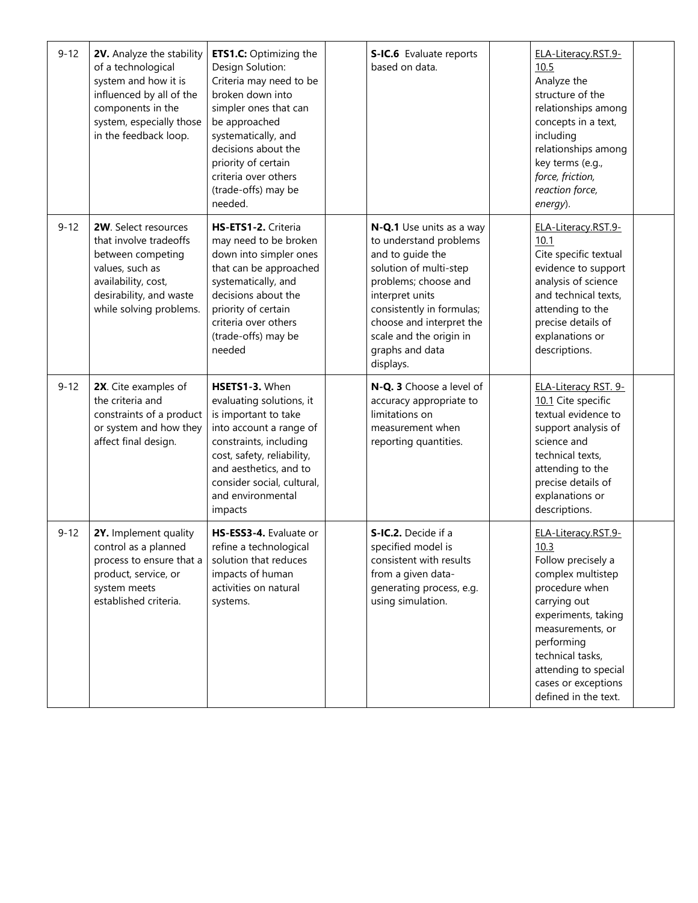| | | | | | | | |
|---|---|---|---|---|---|---|---|
| 9-12 | **2V.** Analyze the stability of a technological system and how it is influenced by all of the components in the system, especially those in the feedback loop. | **ETS1.C:** Optimizing the Design Solution: Criteria may need to be broken down into simpler ones that can be approached systematically, and decisions about the priority of certain criteria over others (trade-offs) may be needed. | | **S-IC.6** Evaluate reports based on data. | | ELA-Literacy.RST.9-10.5 Analyze the structure of the relationships among concepts in a text, including relationships among key terms (e.g., *force, friction, reaction force, energy*). | |
| 9-12 | **2W**. Select resources that involve tradeoffs between competing values, such as availability, cost, desirability, and waste while solving problems. | **HS-ETS1-2.** Criteria may need to be broken down into simpler ones that can be approached systematically, and decisions about the priority of certain criteria over others (trade-offs) may be needed | | **N-Q.1** Use units as a way to understand problems and to guide the solution of multi-step problems; choose and interpret units consistently in formulas; choose and interpret the scale and the origin in graphs and data displays. | | ELA-Literacy.RST.9-10.1 Cite specific textual evidence to support analysis of science and technical texts, attending to the precise details of explanations or descriptions. | |
| 9-12 | **2X**. Cite examples of the criteria and constraints of a product or system and how they affect final design. | **HSETS1-3.** When evaluating solutions, it is important to take into account a range of constraints, including cost, safety, reliability, and aesthetics, and to consider social, cultural, and environmental impacts | | **N-Q. 3** Choose a level of accuracy appropriate to limitations on measurement when reporting quantities. | | ELA-Literacy RST. 9-10.1 Cite specific textual evidence to support analysis of science and technical texts, attending to the precise details of explanations or descriptions. | |
| 9-12 | **2Y.** Implement quality control as a planned process to ensure that a product, service, or system meets established criteria. | **HS-ESS3-4.** Evaluate or refine a technological solution that reduces impacts of human activities on natural systems. | | **S-IC.2.** Decide if a specified model is consistent with results from a given data-generating process, e.g. using simulation. | | ELA-Literacy.RST.9-10.3 Follow precisely a complex multistep procedure when carrying out experiments, taking measurements, or performing technical tasks, attending to special cases or exceptions defined in the text. | |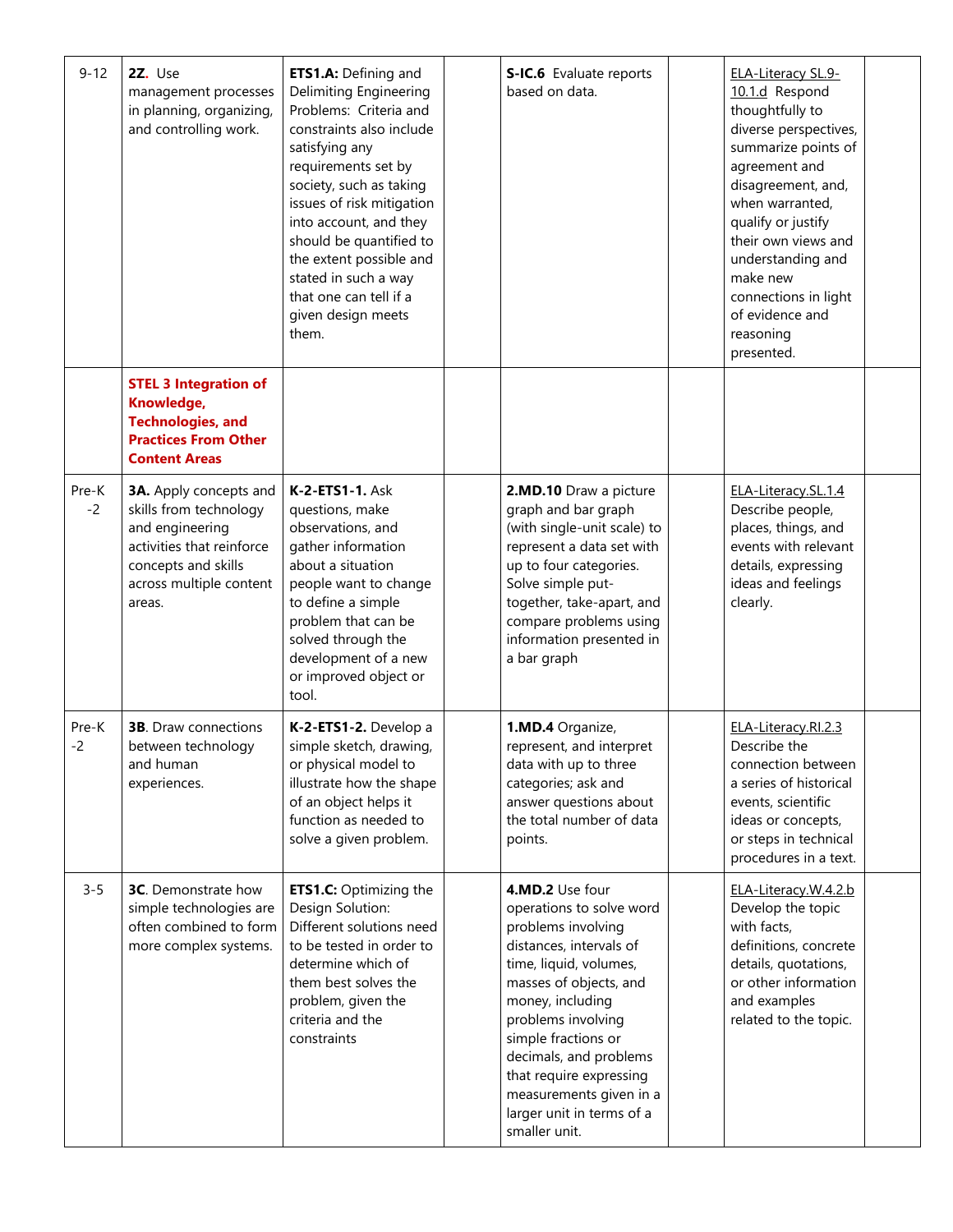| 9-12 | **2Z.** Use management processes in planning, organizing, and controlling work. | **ETS1.A:** Defining and Delimiting Engineering Problems: Criteria and constraints also include satisfying any requirements set by society, such as taking issues of risk mitigation into account, and they should be quantified to the extent possible and stated in such a way that one can tell if a given design meets them. | | **S-IC.6** Evaluate reports based on data. | | ELA-Literacy SL.9-10.1.d Respond thoughtfully to diverse perspectives, summarize points of agreement and disagreement, and, when warranted, qualify or justify their own views and understanding and make new connections in light of evidence and reasoning presented. | |
|---|---|---|---|---|---|---|---|
| | **STEL 3 Integration of Knowledge, Technologies, and Practices From Other Content Areas** | | | | | | |
| Pre-K -2 | **3A.** Apply concepts and skills from technology and engineering activities that reinforce concepts and skills across multiple content areas. | **K-2-ETS1-1.** Ask questions, make observations, and gather information about a situation people want to change to define a simple problem that can be solved through the development of a new or improved object or tool. | | **2.MD.10** Draw a picture graph and bar graph (with single-unit scale) to represent a data set with up to four categories. Solve simple put-together, take-apart, and compare problems using information presented in a bar graph | | ELA-Literacy.SL.1.4 Describe people, places, things, and events with relevant details, expressing ideas and feelings clearly. | |
| Pre-K -2 | **3B**. Draw connections between technology and human experiences. | **K-2-ETS1-2.** Develop a simple sketch, drawing, or physical model to illustrate how the shape of an object helps it function as needed to solve a given problem. | | **1.MD.4** Organize, represent, and interpret data with up to three categories; ask and answer questions about the total number of data points. | | ELA-Literacy.RI.2.3 Describe the connection between a series of historical events, scientific ideas or concepts, or steps in technical procedures in a text. | |
| 3-5 | **3C**. Demonstrate how simple technologies are often combined to form more complex systems. | **ETS1.C:** Optimizing the Design Solution: Different solutions need to be tested in order to determine which of them best solves the problem, given the criteria and the constraints | | **4.MD.2** Use four operations to solve word problems involving distances, intervals of time, liquid, volumes, masses of objects, and money, including problems involving simple fractions or decimals, and problems that require expressing measurements given in a larger unit in terms of a smaller unit. | | ELA-Literacy.W.4.2.b Develop the topic with facts, definitions, concrete details, quotations, or other information and examples related to the topic. | |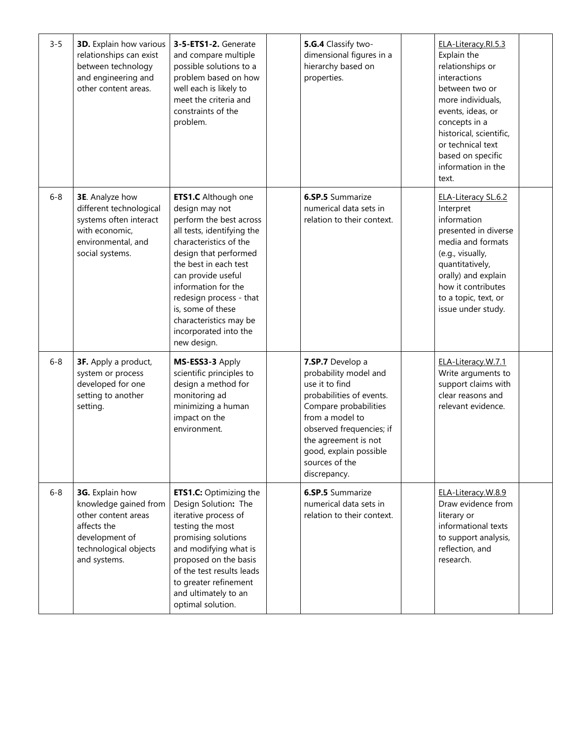| 3-5 | **3D.** Explain how various relationships can exist between technology and engineering and other content areas. | **3-5-ETS1-2.** Generate and compare multiple possible solutions to a problem based on how well each is likely to meet the criteria and constraints of the problem. | | **5.G.4** Classify two-dimensional figures in a hierarchy based on properties. | | ELA-Literacy.RI.5.3 Explain the relationships or interactions between two or more individuals, events, ideas, or concepts in a historical, scientific, or technical text based on specific information in the text. | |
|---|---|---|---|---|---|---|---|
| 6-8 | **3E**. Analyze how different technological systems often interact with economic, environmental, and social systems. | **ETS1.C** Although one design may not perform the best across all tests, identifying the characteristics of the design that performed the best in each test can provide useful information for the redesign process - that is, some of these characteristics may be incorporated into the new design. | | **6.SP.5** Summarize numerical data sets in relation to their context. | | ELA-Literacy SL.6.2 Interpret information presented in diverse media and formats (e.g., visually, quantitatively, orally) and explain how it contributes to a topic, text, or issue under study. | |
| 6-8 | **3F.** Apply a product, system or process developed for one setting to another setting. | **MS-ESS3-3** Apply scientific principles to design a method for monitoring ad minimizing a human impact on the environment. | | **7.SP.7** Develop a probability model and use it to find probabilities of events. Compare probabilities from a model to observed frequencies; if the agreement is not good, explain possible sources of the discrepancy. | | ELA-Literacy.W.7.1 Write arguments to support claims with clear reasons and relevant evidence. | |
| 6-8 | **3G.** Explain how knowledge gained from other content areas affects the development of technological objects and systems. | **ETS1.C:** Optimizing the Design Solution**:** The iterative process of testing the most promising solutions and modifying what is proposed on the basis of the test results leads to greater refinement and ultimately to an optimal solution. | | **6.SP.5** Summarize numerical data sets in relation to their context. | | ELA-Literacy.W.8.9 Draw evidence from literary or informational texts to support analysis, reflection, and research. | |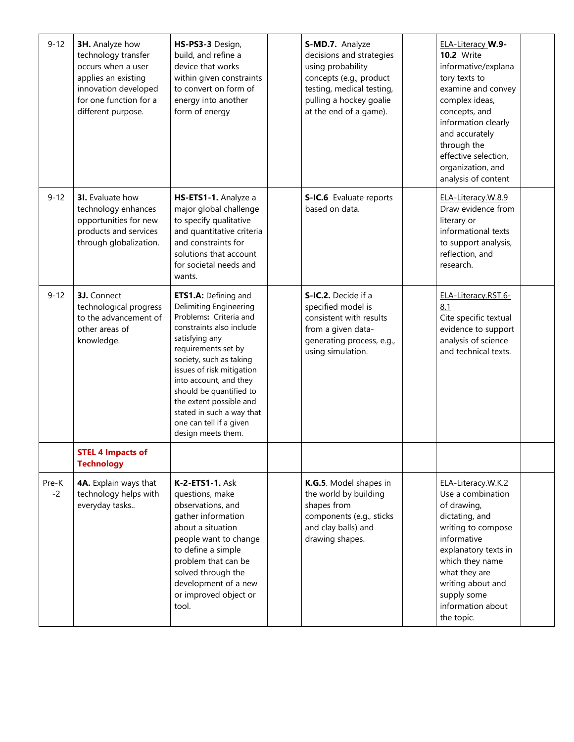| 9-12 | **3H.** Analyze how technology transfer occurs when a user applies an existing innovation developed for one function for a different purpose. | **HS-PS3-3** Design, build, and refine a device that works within given constraints to convert on form of energy into another form of energy | | **S-MD.7.** Analyze decisions and strategies using probability concepts (e.g., product testing, medical testing, pulling a hockey goalie at the end of a game). | | ELA-Literacy **W.9-10.2** Write informative/explanatory texts to examine and convey complex ideas, concepts, and information clearly and accurately through the effective selection, organization, and analysis of content | |
|---|---|---|---|---|---|---|---|
| 9-12 | **3I.** Evaluate how technology enhances opportunities for new products and services through globalization. | **HS-ETS1-1.** Analyze a major global challenge to specify qualitative and quantitative criteria and constraints for solutions that account for societal needs and wants. | | **S-IC.6** Evaluate reports based on data. | | ELA-Literacy.W.8.9 Draw evidence from literary or informational texts to support analysis, reflection, and research. | |
| 9-12 | **3J.** Connect technological progress to the advancement of other areas of knowledge. | **ETS1.A:** Defining and Delimiting Engineering Problems**:** Criteria and constraints also include satisfying any requirements set by society, such as taking issues of risk mitigation into account, and they should be quantified to the extent possible and stated in such a way that one can tell if a given design meets them. | | **S-IC.2.** Decide if a specified model is consistent with results from a given data-generating process, e.g., using simulation. | | ELA-Literacy.RST.6-8.1 Cite specific textual evidence to support analysis of science and technical texts. | |
| | **STEL 4 Impacts of Technology** | | | | | | |
| Pre-K -2 | **4A.** Explain ways that technology helps with everyday tasks.. | **K-2-ETS1-1.** Ask questions, make observations, and gather information about a situation people want to change to define a simple problem that can be solved through the development of a new or improved object or tool. | | **K.G.5**. Model shapes in the world by building shapes from components (e.g., sticks and clay balls) and drawing shapes. | | ELA-Literacy.W.K.2 Use a combination of drawing, dictating, and writing to compose informative explanatory texts in which they name what they are writing about and supply some information about the topic. | |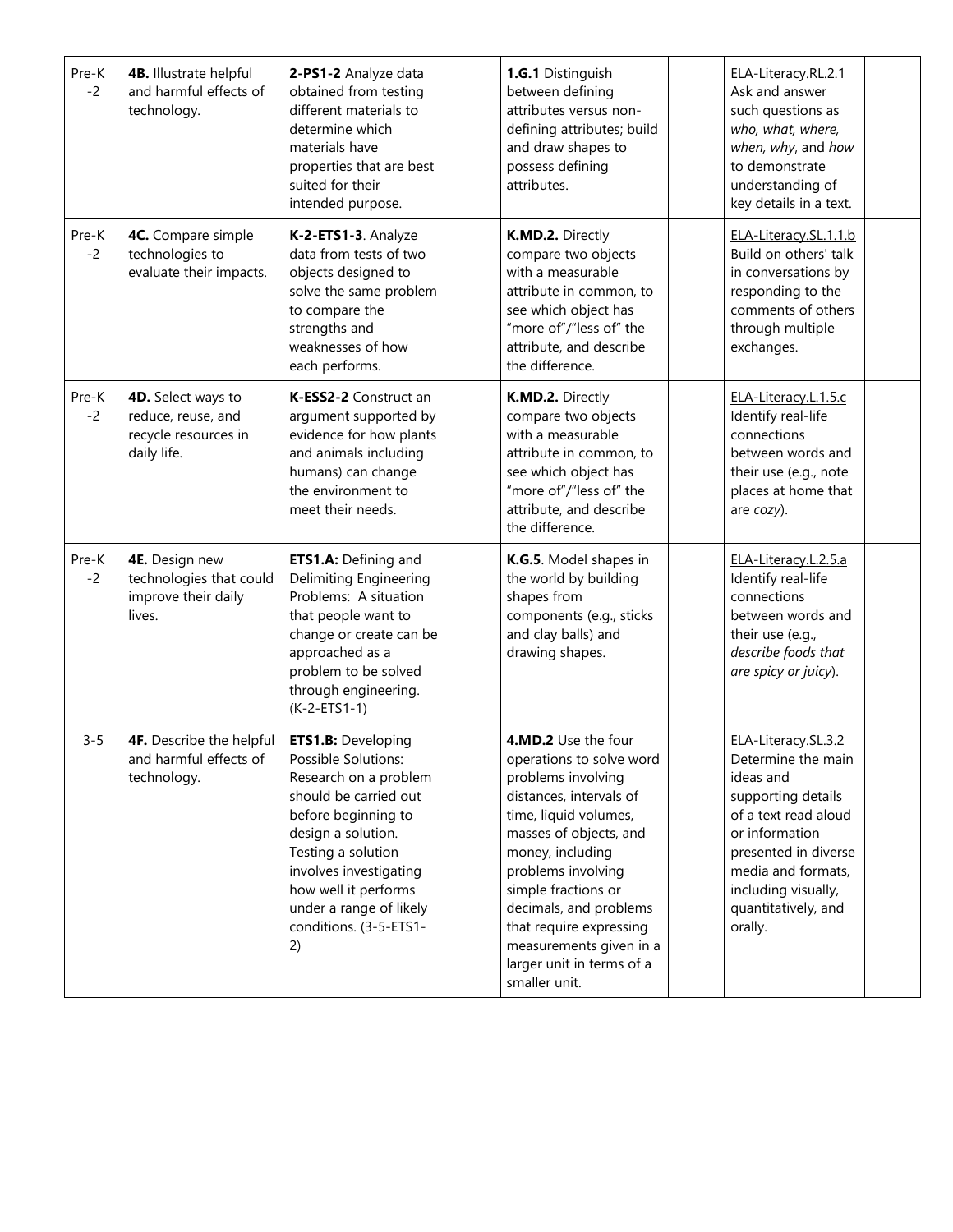| Pre-K -2 | **4B.** Illustrate helpful and harmful effects of technology. | **2-PS1-2** Analyze data obtained from testing different materials to determine which materials have properties that are best suited for their intended purpose. | | **1.G.1** Distinguish between defining attributes versus non-defining attributes; build and draw shapes to possess defining attributes. | | ELA-Literacy.RL.2.1 Ask and answer such questions as *who, what, where, when, why*, and *how* to demonstrate understanding of key details in a text. | |
|---|---|---|---|---|---|---|---|
| Pre-K -2 | **4C.** Compare simple technologies to evaluate their impacts. | **K-2-ETS1-3**. Analyze data from tests of two objects designed to solve the same problem to compare the strengths and weaknesses of how each performs. | | **K.MD.2.** Directly compare two objects with a measurable attribute in common, to see which object has "more of"/"less of" the attribute, and describe the difference. | | ELA-Literacy.SL.1.1.b Build on others' talk in conversations by responding to the comments of others through multiple exchanges. | |
| Pre-K -2 | **4D.** Select ways to reduce, reuse, and recycle resources in daily life. | **K-ESS2-2** Construct an argument supported by evidence for how plants and animals including humans) can change the environment to meet their needs. | | **K.MD.2.** Directly compare two objects with a measurable attribute in common, to see which object has "more of"/"less of" the attribute, and describe the difference. | | ELA-Literacy.L.1.5.c Identify real-life connections between words and their use (e.g., note places at home that are *cozy*). | |
| Pre-K -2 | **4E.** Design new technologies that could improve their daily lives. | **ETS1.A:** Defining and Delimiting Engineering Problems: A situation that people want to change or create can be approached as a problem to be solved through engineering. (K-2-ETS1-1) | | **K.G.5**. Model shapes in the world by building shapes from components (e.g., sticks and clay balls) and drawing shapes. | | ELA-Literacy.L.2.5.a Identify real-life connections between words and their use (e.g., *describe foods that are spicy or juicy*). | |
| 3-5 | **4F.** Describe the helpful and harmful effects of technology. | **ETS1.B:** Developing Possible Solutions: Research on a problem should be carried out before beginning to design a solution. Testing a solution involves investigating how well it performs under a range of likely conditions. (3-5-ETS1-2) | | **4.MD.2** Use the four operations to solve word problems involving distances, intervals of time, liquid volumes, masses of objects, and money, including problems involving simple fractions or decimals, and problems that require expressing measurements given in a larger unit in terms of a smaller unit. | | ELA-Literacy.SL.3.2 Determine the main ideas and supporting details of a text read aloud or information presented in diverse media and formats, including visually, quantitatively, and orally. | |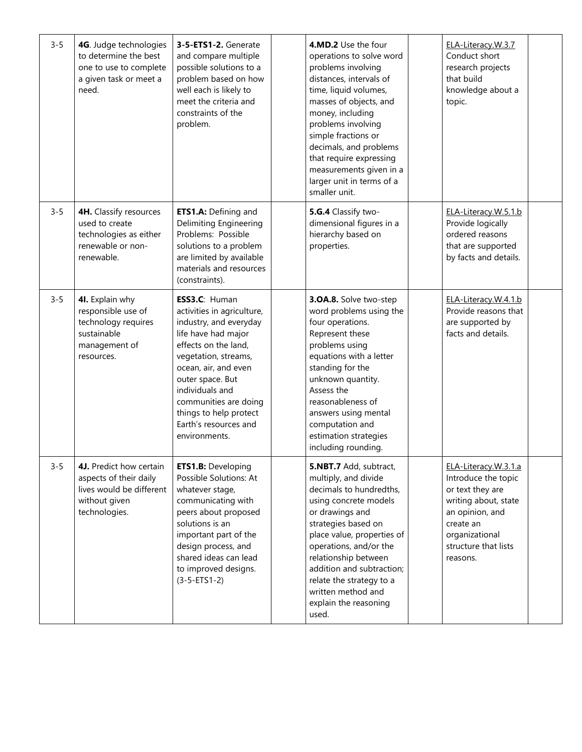| 3-5 | **4G**. Judge technologies to determine the best one to use to complete a given task or meet a need. | **3-5-ETS1-2.** Generate and compare multiple possible solutions to a problem based on how well each is likely to meet the criteria and constraints of the problem. | | **4.MD.2** Use the four operations to solve word problems involving distances, intervals of time, liquid volumes, masses of objects, and money, including problems involving simple fractions or decimals, and problems that require expressing measurements given in a larger unit in terms of a smaller unit. | | ELA-Literacy.W.3.7 Conduct short research projects that build knowledge about a topic. | |
|---|---|---|---|---|---|---|---|
| 3-5 | **4H.** Classify resources used to create technologies as either renewable or non-renewable. | **ETS1.A:** Defining and Delimiting Engineering Problems: Possible solutions to a problem are limited by available materials and resources (constraints). | | **5.G.4** Classify two-dimensional figures in a hierarchy based on properties. | | ELA-Literacy.W.5.1.b Provide logically ordered reasons that are supported by facts and details. | |
| 3-5 | **4I.** Explain why responsible use of technology requires sustainable management of resources. | **ESS3.C**: Human activities in agriculture, industry, and everyday life have had major effects on the land, vegetation, streams, ocean, air, and even outer space. But individuals and communities are doing things to help protect Earth's resources and environments. | | **3.OA.8.** Solve two-step word problems using the four operations. Represent these problems using equations with a letter standing for the unknown quantity. Assess the reasonableness of answers using mental computation and estimation strategies including rounding. | | ELA-Literacy.W.4.1.b Provide reasons that are supported by facts and details. | |
| 3-5 | **4J.** Predict how certain aspects of their daily lives would be different without given technologies. | **ETS1.B:** Developing Possible Solutions: At whatever stage, communicating with peers about proposed solutions is an important part of the design process, and shared ideas can lead to improved designs. (3-5-ETS1-2) | | **5.NBT.7** Add, subtract, multiply, and divide decimals to hundredths, using concrete models or drawings and strategies based on place value, properties of operations, and/or the relationship between addition and subtraction; relate the strategy to a written method and explain the reasoning used. | | ELA-Literacy.W.3.1.a Introduce the topic or text they are writing about, state an opinion, and create an organizational structure that lists reasons. | |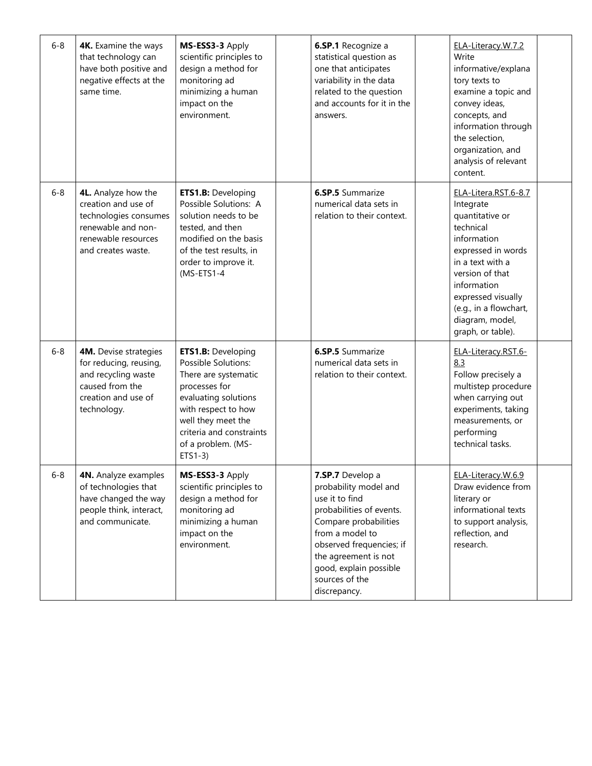| | | | | | | | |
|---|---|---|---|---|---|---|---|
| 6-8 | **4K.** Examine the ways that technology can have both positive and negative effects at the same time. | **MS-ESS3-3** Apply scientific principles to design a method for monitoring ad minimizing a human impact on the environment. | | **6.SP.1** Recognize a statistical question as one that anticipates variability in the data related to the question and accounts for it in the answers. | | ELA-Literacy.W.7.2 Write informative/explanatory texts to examine a topic and convey ideas, concepts, and information through the selection, organization, and analysis of relevant content. | |
| 6-8 | **4L.** Analyze how the creation and use of technologies consumes renewable and non-renewable resources and creates waste. | **ETS1.B:** Developing Possible Solutions: A solution needs to be tested, and then modified on the basis of the test results, in order to improve it. (MS-ETS1-4 | | **6.SP.5** Summarize numerical data sets in relation to their context. | | ELA-Litera.RST.6-8.7 Integrate quantitative or technical information expressed in words in a text with a version of that information expressed visually (e.g., in a flowchart, diagram, model, graph, or table). | |
| 6-8 | **4M.** Devise strategies for reducing, reusing, and recycling waste caused from the creation and use of technology. | **ETS1.B:** Developing Possible Solutions: There are systematic processes for evaluating solutions with respect to how well they meet the criteria and constraints of a problem. (MS-ETS1-3) | | **6.SP.5** Summarize numerical data sets in relation to their context. | | ELA-Literacy.RST.6-8.3 Follow precisely a multistep procedure when carrying out experiments, taking measurements, or performing technical tasks. | |
| 6-8 | **4N.** Analyze examples of technologies that have changed the way people think, interact, and communicate. | **MS-ESS3-3** Apply scientific principles to design a method for monitoring ad minimizing a human impact on the environment. | | **7.SP.7** Develop a probability model and use it to find probabilities of events. Compare probabilities from a model to observed frequencies; if the agreement is not good, explain possible sources of the discrepancy. | | ELA-Literacy.W.6.9 Draw evidence from literary or informational texts to support analysis, reflection, and research. | |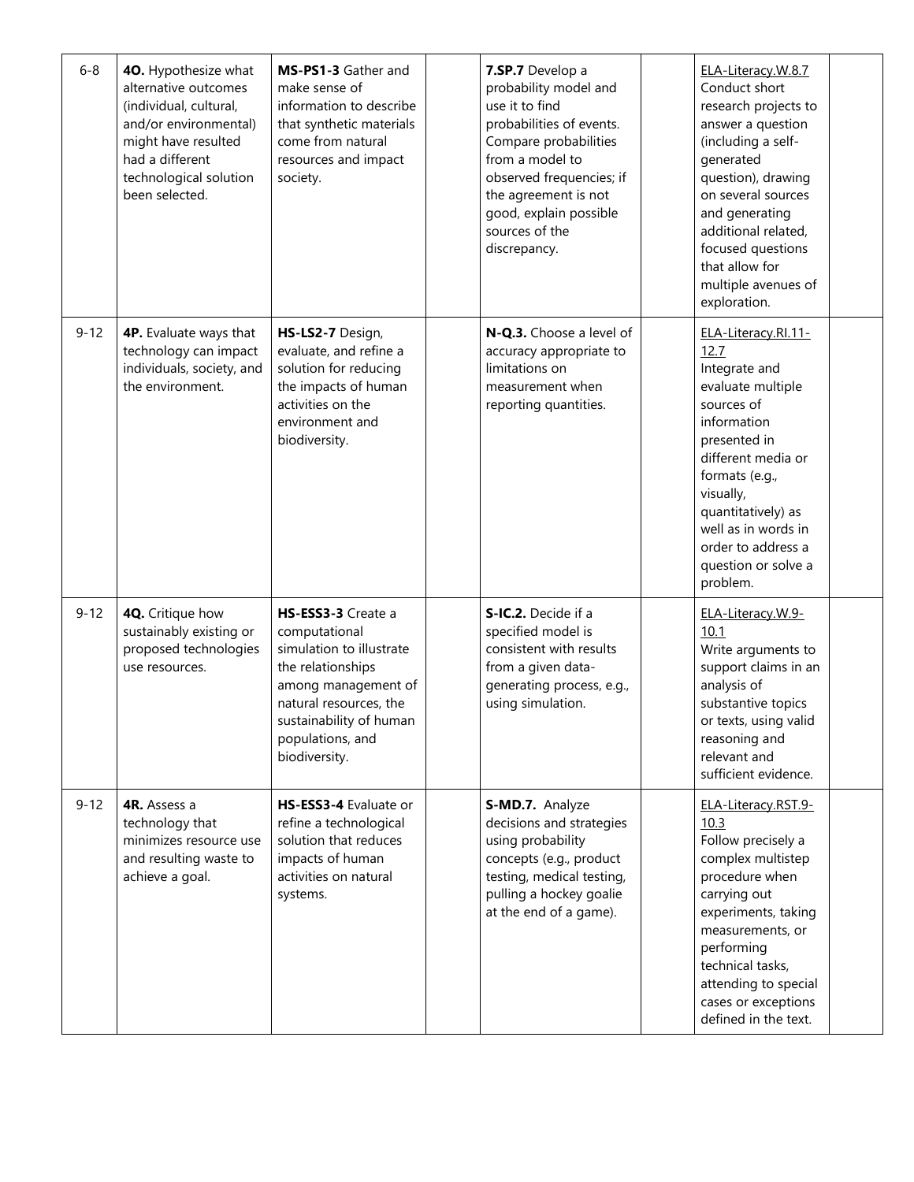| 6-8 | **4O.** Hypothesize what alternative outcomes (individual, cultural, and/or environmental) might have resulted had a different technological solution been selected. | **MS-PS1-3** Gather and make sense of information to describe that synthetic materials come from natural resources and impact society. | | **7.SP.7** Develop a probability model and use it to find probabilities of events. Compare probabilities from a model to observed frequencies; if the agreement is not good, explain possible sources of the discrepancy. | | ELA-Literacy.W.8.7 Conduct short research projects to answer a question (including a self-generated question), drawing on several sources and generating additional related, focused questions that allow for multiple avenues of exploration. | |
|---|---|---|---|---|---|---|---|
| 9-12 | **4P.** Evaluate ways that technology can impact individuals, society, and the environment. | **HS-LS2-7** Design, evaluate, and refine a solution for reducing the impacts of human activities on the environment and biodiversity. | | **N-Q.3.** Choose a level of accuracy appropriate to limitations on measurement when reporting quantities. | | ELA-Literacy.RI.11-12.7 Integrate and evaluate multiple sources of information presented in different media or formats (e.g., visually, quantitatively) as well as in words in order to address a question or solve a problem. | |
| 9-12 | **4Q.** Critique how sustainably existing or proposed technologies use resources. | **HS-ESS3-3** Create a computational simulation to illustrate the relationships among management of natural resources, the sustainability of human populations, and biodiversity. | | **S-IC.2.** Decide if a specified model is consistent with results from a given data-generating process, e.g., using simulation. | | ELA-Literacy.W.9-10.1 Write arguments to support claims in an analysis of substantive topics or texts, using valid reasoning and relevant and sufficient evidence. | |
| 9-12 | **4R.** Assess a technology that minimizes resource use and resulting waste to achieve a goal. | **HS-ESS3-4** Evaluate or refine a technological solution that reduces impacts of human activities on natural systems. | | **S-MD.7.** Analyze decisions and strategies using probability concepts (e.g., product testing, medical testing, pulling a hockey goalie at the end of a game). | | ELA-Literacy.RST.9-10.3 Follow precisely a complex multistep procedure when carrying out experiments, taking measurements, or performing technical tasks, attending to special cases or exceptions defined in the text. | |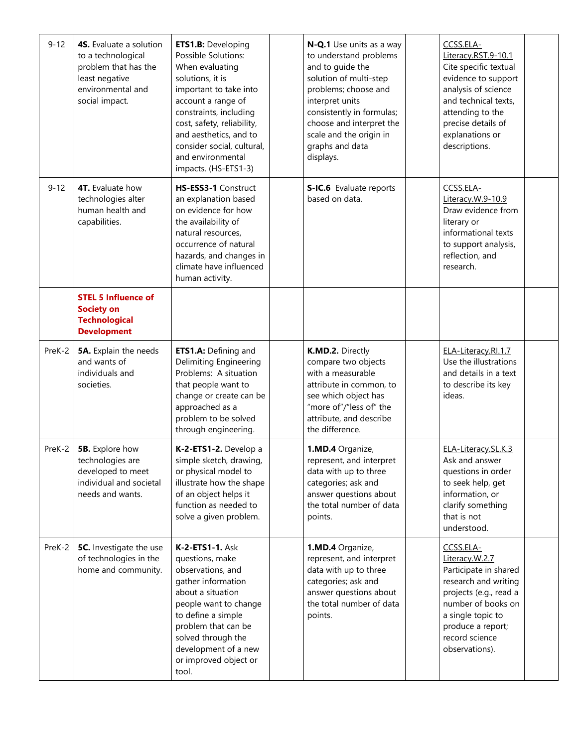| | | | | | | | |
|---|---|---|---|---|---|---|---|
| 9-12 | **4S.** Evaluate a solution to a technological problem that has the least negative environmental and social impact. | **ETS1.B:** Developing Possible Solutions: When evaluating solutions, it is important to take into account a range of constraints, including cost, safety, reliability, and aesthetics, and to consider social, cultural, and environmental impacts. (HS-ETS1-3) | | **N-Q.1** Use units as a way to understand problems and to guide the solution of multi-step problems; choose and interpret units consistently in formulas; choose and interpret the scale and the origin in graphs and data displays. | | CCSS.ELA-Literacy.RST.9-10.1 Cite specific textual evidence to support analysis of science and technical texts, attending to the precise details of explanations or descriptions. | |
| 9-12 | **4T.** Evaluate how technologies alter human health and capabilities. | **HS-ESS3-1** Construct an explanation based on evidence for how the availability of natural resources, occurrence of natural hazards, and changes in climate have influenced human activity. | | **S-IC.6** Evaluate reports based on data. | | CCSS.ELA-Literacy.W.9-10.9 Draw evidence from literary or informational texts to support analysis, reflection, and research. | |
| | **STEL 5 Influence of Society on Technological Development** | | | | | | |
| PreK-2 | **5A.** Explain the needs and wants of individuals and societies. | **ETS1.A:** Defining and Delimiting Engineering Problems: A situation that people want to change or create can be approached as a problem to be solved through engineering. | | **K.MD.2.** Directly compare two objects with a measurable attribute in common, to see which object has "more of"/"less of" the attribute, and describe the difference. | | ELA-Literacy.RI.1.7 Use the illustrations and details in a text to describe its key ideas. | |
| PreK-2 | **5B.** Explore how technologies are developed to meet individual and societal needs and wants. | **K-2-ETS1-2.** Develop a simple sketch, drawing, or physical model to illustrate how the shape of an object helps it function as needed to solve a given problem. | | **1.MD.4** Organize, represent, and interpret data with up to three categories; ask and answer questions about the total number of data points. | | ELA-Literacy.SL.K.3 Ask and answer questions in order to seek help, get information, or clarify something that is not understood. | |
| PreK-2 | **5C.** Investigate the use of technologies in the home and community. | **K-2-ETS1-1.** Ask questions, make observations, and gather information about a situation people want to change to define a simple problem that can be solved through the development of a new or improved object or tool. | | **1.MD.4** Organize, represent, and interpret data with up to three categories; ask and answer questions about the total number of data points. | | CCSS.ELA-Literacy.W.2.7 Participate in shared research and writing projects (e.g., read a number of books on a single topic to produce a report; record science observations). | |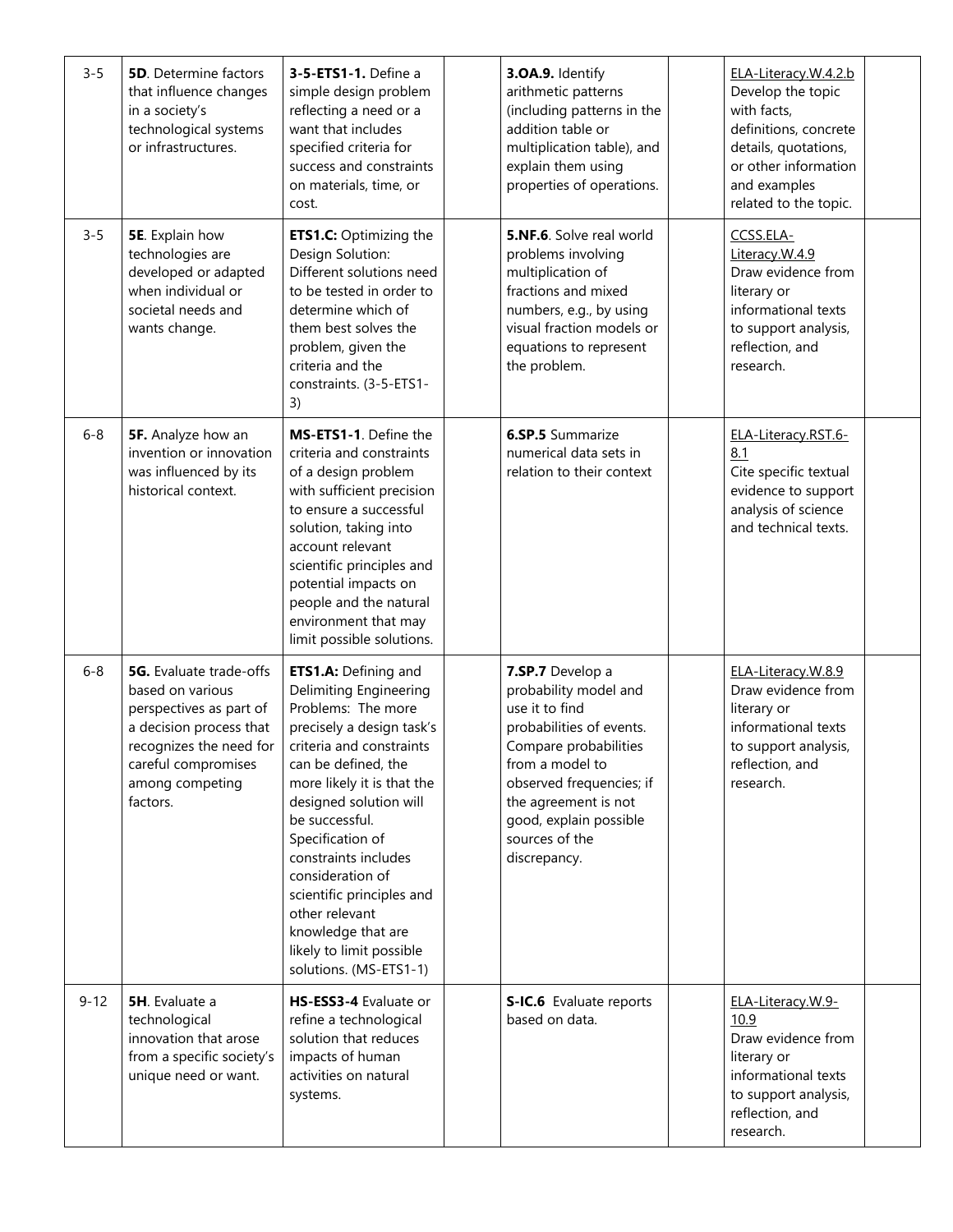| | | | | | | | |
|---|---|---|---|---|---|---|---|
| 3-5 | **5D**. Determine factors that influence changes in a society's technological systems or infrastructures. | **3-5-ETS1-1.** Define a simple design problem reflecting a need or a want that includes specified criteria for success and constraints on materials, time, or cost. | | **3.OA.9.** Identify arithmetic patterns (including patterns in the addition table or multiplication table), and explain them using properties of operations. | | ELA-Literacy.W.4.2.b Develop the topic with facts, definitions, concrete details, quotations, or other information and examples related to the topic. | |
| 3-5 | **5E**. Explain how technologies are developed or adapted when individual or societal needs and wants change. | **ETS1.C:** Optimizing the Design Solution: Different solutions need to be tested in order to determine which of them best solves the problem, given the criteria and the constraints. (3-5-ETS1-3) | | **5.NF.6**. Solve real world problems involving multiplication of fractions and mixed numbers, e.g., by using visual fraction models or equations to represent the problem. | | CCSS.ELA-Literacy.W.4.9 Draw evidence from literary or informational texts to support analysis, reflection, and research. | |
| 6-8 | **5F.** Analyze how an invention or innovation was influenced by its historical context. | **MS-ETS1-1**. Define the criteria and constraints of a design problem with sufficient precision to ensure a successful solution, taking into account relevant scientific principles and potential impacts on people and the natural environment that may limit possible solutions. | | **6.SP.5** Summarize numerical data sets in relation to their context | | ELA-Literacy.RST.6-8.1 Cite specific textual evidence to support analysis of science and technical texts. | |
| 6-8 | **5G.** Evaluate trade-offs based on various perspectives as part of a decision process that recognizes the need for careful compromises among competing factors. | **ETS1.A:** Defining and Delimiting Engineering Problems: The more precisely a design task's criteria and constraints can be defined, the more likely it is that the designed solution will be successful. Specification of constraints includes consideration of scientific principles and other relevant knowledge that are likely to limit possible solutions. (MS-ETS1-1) | | **7.SP.7** Develop a probability model and use it to find probabilities of events. Compare probabilities from a model to observed frequencies; if the agreement is not good, explain possible sources of the discrepancy. | | ELA-Literacy.W.8.9 Draw evidence from literary or informational texts to support analysis, reflection, and research. | |
| 9-12 | **5H**. Evaluate a technological innovation that arose from a specific society's unique need or want. | **HS-ESS3-4** Evaluate or refine a technological solution that reduces impacts of human activities on natural systems. | | **S-IC.6** Evaluate reports based on data. | | ELA-Literacy.W.9-10.9 Draw evidence from literary or informational texts to support analysis, reflection, and research. | |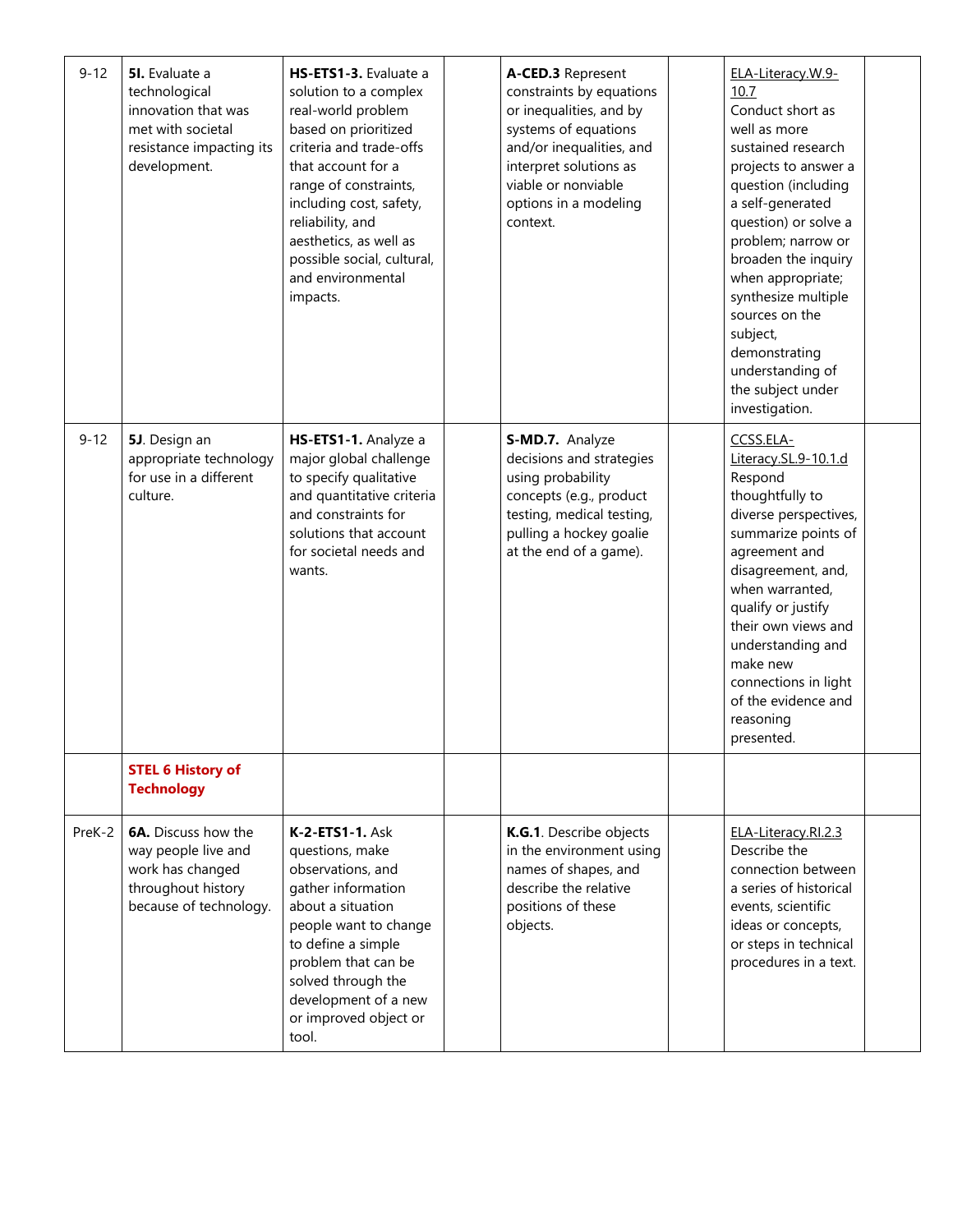| 9-12 | **5I.** Evaluate a technological innovation that was met with societal resistance impacting its development. | **HS-ETS1-3.** Evaluate a solution to a complex real-world problem based on prioritized criteria and trade-offs that account for a range of constraints, including cost, safety, reliability, and aesthetics, as well as possible social, cultural, and environmental impacts. | | **A-CED.3** Represent constraints by equations or inequalities, and by systems of equations and/or inequalities, and interpret solutions as viable or nonviable options in a modeling context. | | ELA-Literacy.W.9-10.7 Conduct short as well as more sustained research projects to answer a question (including a self-generated question) or solve a problem; narrow or broaden the inquiry when appropriate; synthesize multiple sources on the subject, demonstrating understanding of the subject under investigation. | |
|---|---|---|---|---|---|---|---|
| 9-12 | **5J**. Design an appropriate technology for use in a different culture. | **HS-ETS1-1.** Analyze a major global challenge to specify qualitative and quantitative criteria and constraints for solutions that account for societal needs and wants. | | **S-MD.7.** Analyze decisions and strategies using probability concepts (e.g., product testing, medical testing, pulling a hockey goalie at the end of a game). | | CCSS.ELA-Literacy.SL.9-10.1.d Respond thoughtfully to diverse perspectives, summarize points of agreement and disagreement, and, when warranted, qualify or justify their own views and understanding and make new connections in light of the evidence and reasoning presented. | |
| | **STEL 6 History of Technology** | | | | | | |
| PreK-2 | **6A.** Discuss how the way people live and work has changed throughout history because of technology. | **K-2-ETS1-1.** Ask questions, make observations, and gather information about a situation people want to change to define a simple problem that can be solved through the development of a new or improved object or tool. | | **K.G.1**. Describe objects in the environment using names of shapes, and describe the relative positions of these objects. | | ELA-Literacy.RI.2.3 Describe the connection between a series of historical events, scientific ideas or concepts, or steps in technical procedures in a text. | |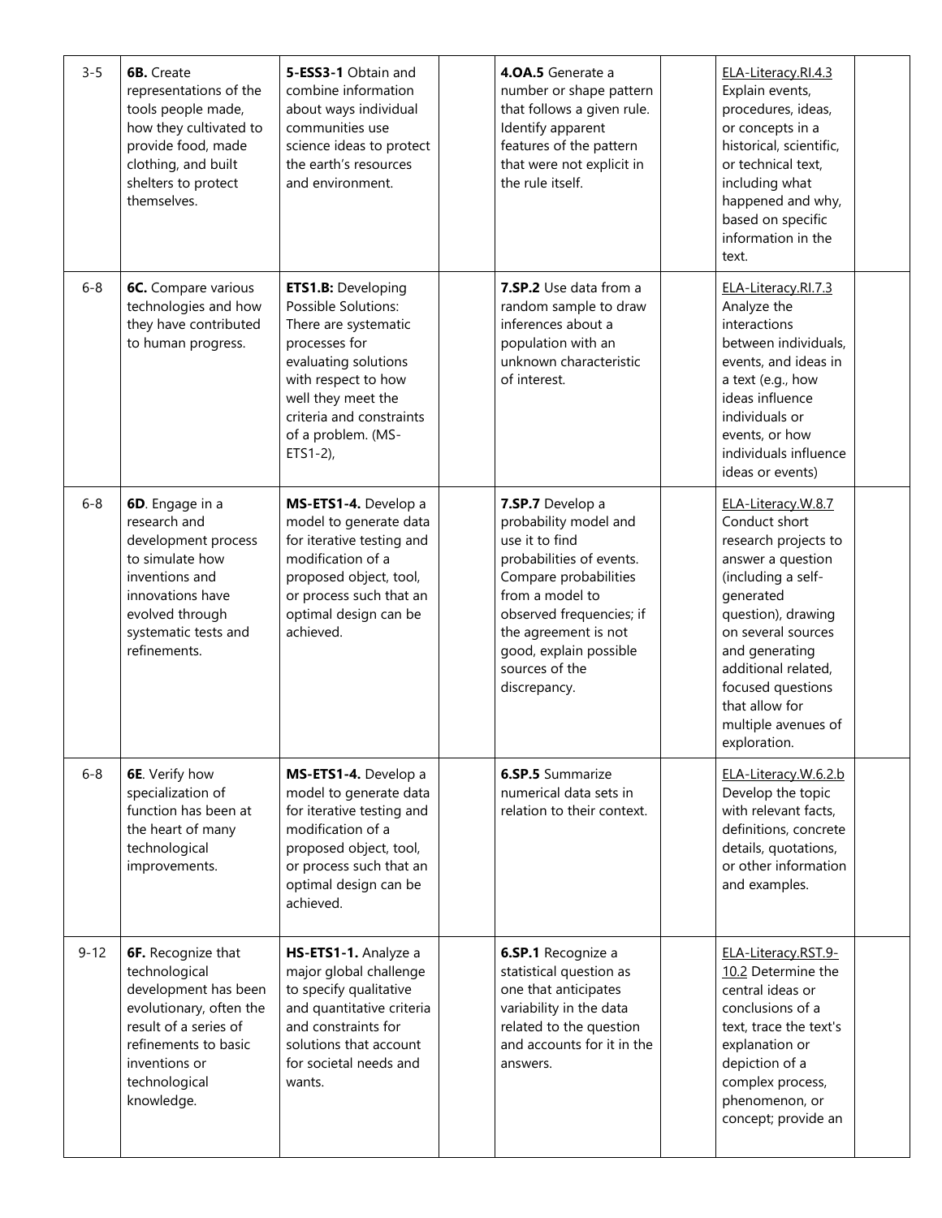| 3-5 | **6B.** Create representations of the tools people made, how they cultivated to provide food, made clothing, and built shelters to protect themselves. | **5-ESS3-1** Obtain and combine information about ways individual communities use science ideas to protect the earth's resources and environment. | | **4.OA.5** Generate a number or shape pattern that follows a given rule. Identify apparent features of the pattern that were not explicit in the rule itself. | | ELA-Literacy.RI.4.3 Explain events, procedures, ideas, or concepts in a historical, scientific, or technical text, including what happened and why, based on specific information in the text. | |
|---|---|---|---|---|---|---|---|
| 6-8 | **6C.** Compare various technologies and how they have contributed to human progress. | **ETS1.B:** Developing Possible Solutions: There are systematic processes for evaluating solutions with respect to how well they meet the criteria and constraints of a problem. (MS-ETS1-2), | | **7.SP.2** Use data from a random sample to draw inferences about a population with an unknown characteristic of interest. | | ELA-Literacy.RI.7.3 Analyze the interactions between individuals, events, and ideas in a text (e.g., how ideas influence individuals or events, or how individuals influence ideas or events) | |
| 6-8 | **6D**. Engage in a research and development process to simulate how inventions and innovations have evolved through systematic tests and refinements. | **MS-ETS1-4.** Develop a model to generate data for iterative testing and modification of a proposed object, tool, or process such that an optimal design can be achieved. | | **7.SP.7** Develop a probability model and use it to find probabilities of events. Compare probabilities from a model to observed frequencies; if the agreement is not good, explain possible sources of the discrepancy. | | ELA-Literacy.W.8.7 Conduct short research projects to answer a question (including a self-generated question), drawing on several sources and generating additional related, focused questions that allow for multiple avenues of exploration. | |
| 6-8 | **6E**. Verify how specialization of function has been at the heart of many technological improvements. | **MS-ETS1-4.** Develop a model to generate data for iterative testing and modification of a proposed object, tool, or process such that an optimal design can be achieved. | | **6.SP.5** Summarize numerical data sets in relation to their context. | | ELA-Literacy.W.6.2.b Develop the topic with relevant facts, definitions, concrete details, quotations, or other information and examples. | |
| 9-12 | **6F.** Recognize that technological development has been evolutionary, often the result of a series of refinements to basic inventions or technological knowledge. | **HS-ETS1-1.** Analyze a major global challenge to specify qualitative and quantitative criteria and constraints for solutions that account for societal needs and wants. | | **6.SP.1** Recognize a statistical question as one that anticipates variability in the data related to the question and accounts for it in the answers. | | ELA-Literacy.RST.9-10.2 Determine the central ideas or conclusions of a text, trace the text's explanation or depiction of a complex process, phenomenon, or concept; provide an | |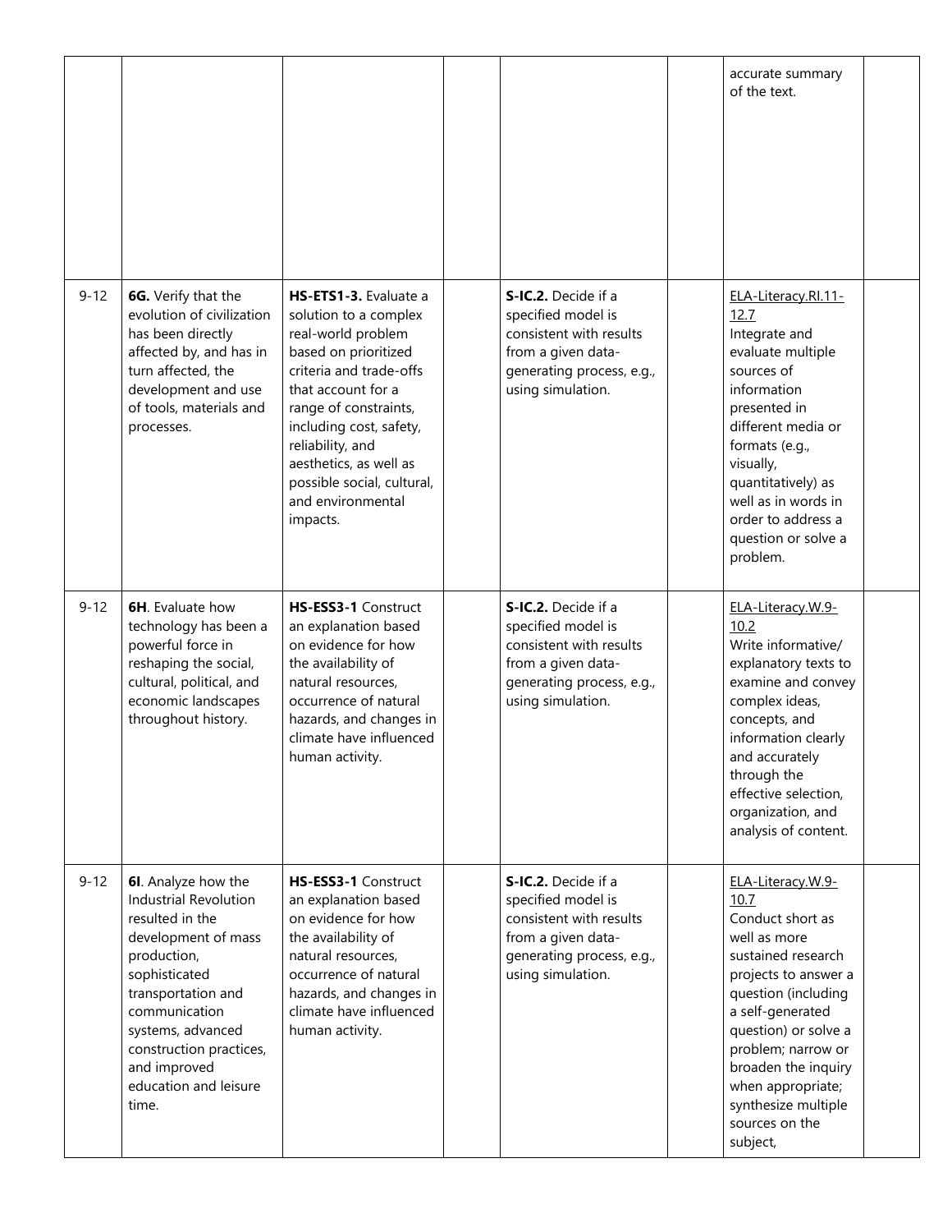| | | | | | | | |
|---|---|---|---|---|---|---|---|
| | | | | | | accurate summary of the text. | |
| 9-12 | **6G.** Verify that the evolution of civilization has been directly affected by, and has in turn affected, the development and use of tools, materials and processes. | **HS-ETS1-3.** Evaluate a solution to a complex real-world problem based on prioritized criteria and trade-offs that account for a range of constraints, including cost, safety, reliability, and aesthetics, as well as possible social, cultural, and environmental impacts. | | **S-IC.2.** Decide if a specified model is consistent with results from a given data-generating process, e.g., using simulation. | | ELA-Literacy.RI.11-12.7 Integrate and evaluate multiple sources of information presented in different media or formats (e.g., visually, quantitatively) as well as in words in order to address a question or solve a problem. | |
| 9-12 | **6H**. Evaluate how technology has been a powerful force in reshaping the social, cultural, political, and economic landscapes throughout history. | **HS-ESS3-1** Construct an explanation based on evidence for how the availability of natural resources, occurrence of natural hazards, and changes in climate have influenced human activity. | | **S-IC.2.** Decide if a specified model is consistent with results from a given data-generating process, e.g., using simulation. | | ELA-Literacy.W.9-10.2 Write informative/ explanatory texts to examine and convey complex ideas, concepts, and information clearly and accurately through the effective selection, organization, and analysis of content. | |
| 9-12 | **6I**. Analyze how the Industrial Revolution resulted in the development of mass production, sophisticated transportation and communication systems, advanced construction practices, and improved education and leisure time. | **HS-ESS3-1** Construct an explanation based on evidence for how the availability of natural resources, occurrence of natural hazards, and changes in climate have influenced human activity. | | **S-IC.2.** Decide if a specified model is consistent with results from a given data-generating process, e.g., using simulation. | | ELA-Literacy.W.9-10.7 Conduct short as well as more sustained research projects to answer a question (including a self-generated question) or solve a problem; narrow or broaden the inquiry when appropriate; synthesize multiple sources on the subject, | |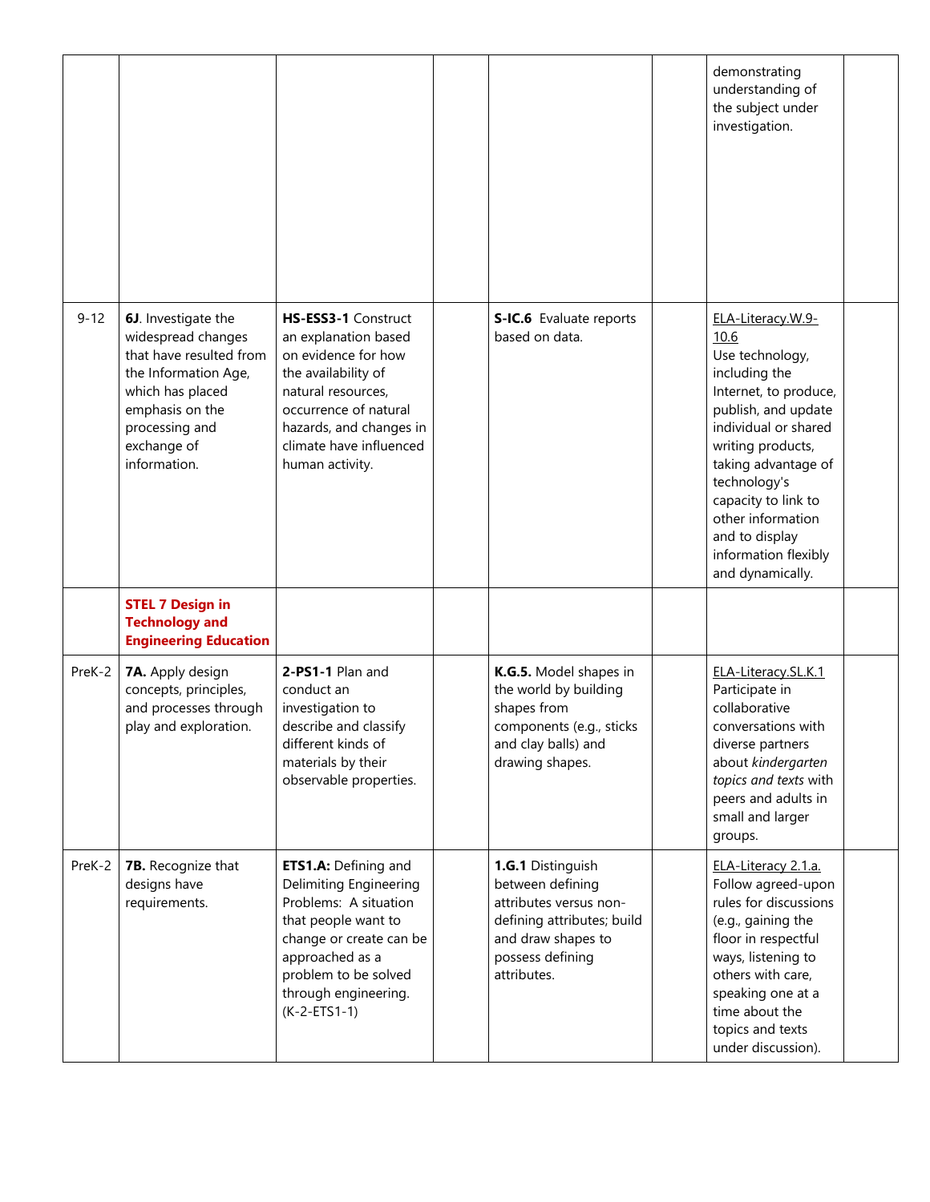| | | | | | | | |
|---|---|---|---|---|---|---|---|
| | | | | | | demonstrating understanding of the subject under investigation. | |
| 9-12 | **6J**. Investigate the widespread changes that have resulted from the Information Age, which has placed emphasis on the processing and exchange of information. | **HS-ESS3-1** Construct an explanation based on evidence for how the availability of natural resources, occurrence of natural hazards, and changes in climate have influenced human activity. | | **S-IC.6** Evaluate reports based on data. | | ELA-Literacy.W.9-10.6 Use technology, including the Internet, to produce, publish, and update individual or shared writing products, taking advantage of technology's capacity to link to other information and to display information flexibly and dynamically. | |
| | **STEL 7 Design in Technology and Engineering Education** | | | | | | |
| PreK-2 | **7A.** Apply design concepts, principles, and processes through play and exploration. | **2-PS1-1** Plan and conduct an investigation to describe and classify different kinds of materials by their observable properties. | | **K.G.5.** Model shapes in the world by building shapes from components (e.g., sticks and clay balls) and drawing shapes. | | ELA-Literacy.SL.K.1 Participate in collaborative conversations with diverse partners about *kindergarten topics and texts* with peers and adults in small and larger groups. | |
| PreK-2 | **7B.** Recognize that designs have requirements. | **ETS1.A:** Defining and Delimiting Engineering Problems: A situation that people want to change or create can be approached as a problem to be solved through engineering. (K-2-ETS1-1) | | **1.G.1** Distinguish between defining attributes versus non-defining attributes; build and draw shapes to possess defining attributes. | | ELA-Literacy 2.1.a. Follow agreed-upon rules for discussions (e.g., gaining the floor in respectful ways, listening to others with care, speaking one at a time about the topics and texts under discussion). | |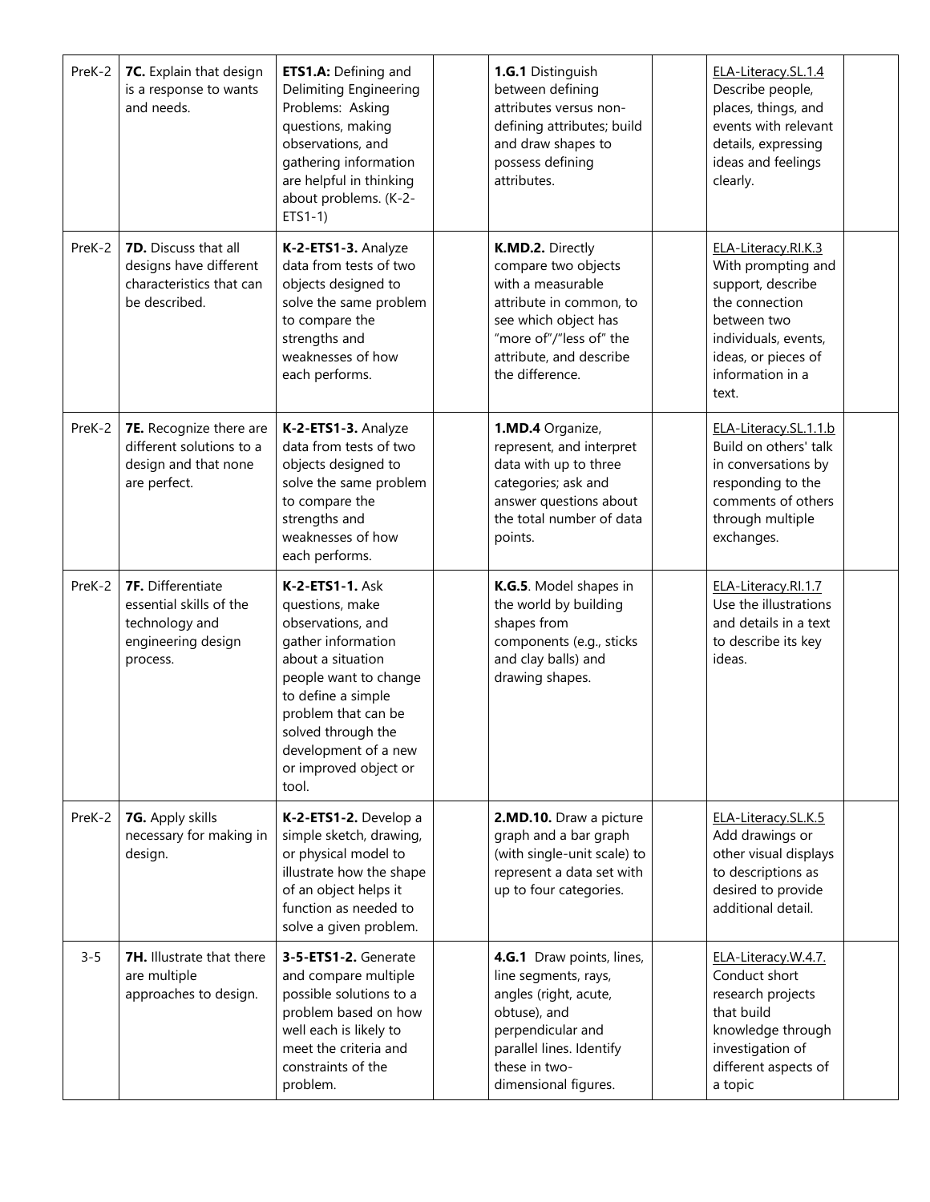| | | | | | | | |
|---|---|---|---|---|---|---|---|
| PreK-2 | **7C.** Explain that design is a response to wants and needs. | **ETS1.A:** Defining and Delimiting Engineering Problems: Asking questions, making observations, and gathering information are helpful in thinking about problems. (K-2-ETS1-1) | | **1.G.1** Distinguish between defining attributes versus non-defining attributes; build and draw shapes to possess defining attributes. | | ELA-Literacy.SL.1.4 Describe people, places, things, and events with relevant details, expressing ideas and feelings clearly. | |
| PreK-2 | **7D.** Discuss that all designs have different characteristics that can be described. | **K-2-ETS1-3.** Analyze data from tests of two objects designed to solve the same problem to compare the strengths and weaknesses of how each performs. | | **K.MD.2.** Directly compare two objects with a measurable attribute in common, to see which object has "more of"/"less of" the attribute, and describe the difference. | | ELA-Literacy.RI.K.3 With prompting and support, describe the connection between two individuals, events, ideas, or pieces of information in a text. | |
| PreK-2 | **7E.** Recognize there are different solutions to a design and that none are perfect. | **K-2-ETS1-3.** Analyze data from tests of two objects designed to solve the same problem to compare the strengths and weaknesses of how each performs. | | **1.MD.4** Organize, represent, and interpret data with up to three categories; ask and answer questions about the total number of data points. | | ELA-Literacy.SL.1.1.b Build on others' talk in conversations by responding to the comments of others through multiple exchanges. | |
| PreK-2 | **7F.** Differentiate essential skills of the technology and engineering design process. | **K-2-ETS1-1.** Ask questions, make observations, and gather information about a situation people want to change to define a simple problem that can be solved through the development of a new or improved object or tool. | | **K.G.5**. Model shapes in the world by building shapes from components (e.g., sticks and clay balls) and drawing shapes. | | ELA-Literacy.RI.1.7 Use the illustrations and details in a text to describe its key ideas. | |
| PreK-2 | **7G.** Apply skills necessary for making in design. | **K-2-ETS1-2.** Develop a simple sketch, drawing, or physical model to illustrate how the shape of an object helps it function as needed to solve a given problem. | | **2.MD.10.** Draw a picture graph and a bar graph (with single-unit scale) to represent a data set with up to four categories. | | ELA-Literacy.SL.K.5 Add drawings or other visual displays to descriptions as desired to provide additional detail. | |
| 3-5 | **7H.** Illustrate that there are multiple approaches to design. | **3-5-ETS1-2.** Generate and compare multiple possible solutions to a problem based on how well each is likely to meet the criteria and constraints of the problem. | | **4.G.1** Draw points, lines, line segments, rays, angles (right, acute, obtuse), and perpendicular and parallel lines. Identify these in two-dimensional figures. | | ELA-Literacy.W.4.7. Conduct short research projects that build knowledge through investigation of different aspects of a topic | |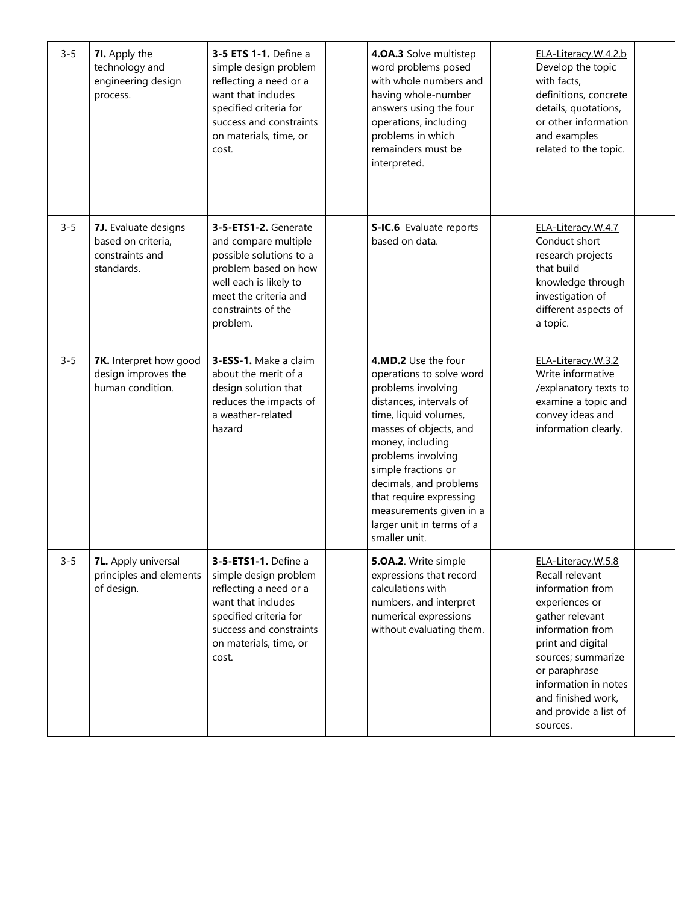| 3-5 | **7I.** Apply the technology and engineering design process. | **3-5 ETS 1-1.** Define a simple design problem reflecting a need or a want that includes specified criteria for success and constraints on materials, time, or cost. | | **4.OA.3** Solve multistep word problems posed with whole numbers and having whole-number answers using the four operations, including problems in which remainders must be interpreted. | | ELA-Literacy.W.4.2.b Develop the topic with facts, definitions, concrete details, quotations, or other information and examples related to the topic. | |
|---|---|---|---|---|---|---|---|
| 3-5 | **7J.** Evaluate designs based on criteria, constraints and standards. | **3-5-ETS1-2.** Generate and compare multiple possible solutions to a problem based on how well each is likely to meet the criteria and constraints of the problem. | | **S-IC.6** Evaluate reports based on data. | | ELA-Literacy.W.4.7 Conduct short research projects that build knowledge through investigation of different aspects of a topic. | |
| 3-5 | **7K.** Interpret how good design improves the human condition. | **3-ESS-1.** Make a claim about the merit of a design solution that reduces the impacts of a weather-related hazard | | **4.MD.2** Use the four operations to solve word problems involving distances, intervals of time, liquid volumes, masses of objects, and money, including problems involving simple fractions or decimals, and problems that require expressing measurements given in a larger unit in terms of a smaller unit. | | ELA-Literacy.W.3.2 Write informative /explanatory texts to examine a topic and convey ideas and information clearly. | |
| 3-5 | **7L.** Apply universal principles and elements of design. | **3-5-ETS1-1.** Define a simple design problem reflecting a need or a want that includes specified criteria for success and constraints on materials, time, or cost. | | **5.OA.2**. Write simple expressions that record calculations with numbers, and interpret numerical expressions without evaluating them. | | ELA-Literacy.W.5.8 Recall relevant information from experiences or gather relevant information from print and digital sources; summarize or paraphrase information in notes and finished work, and provide a list of sources. | |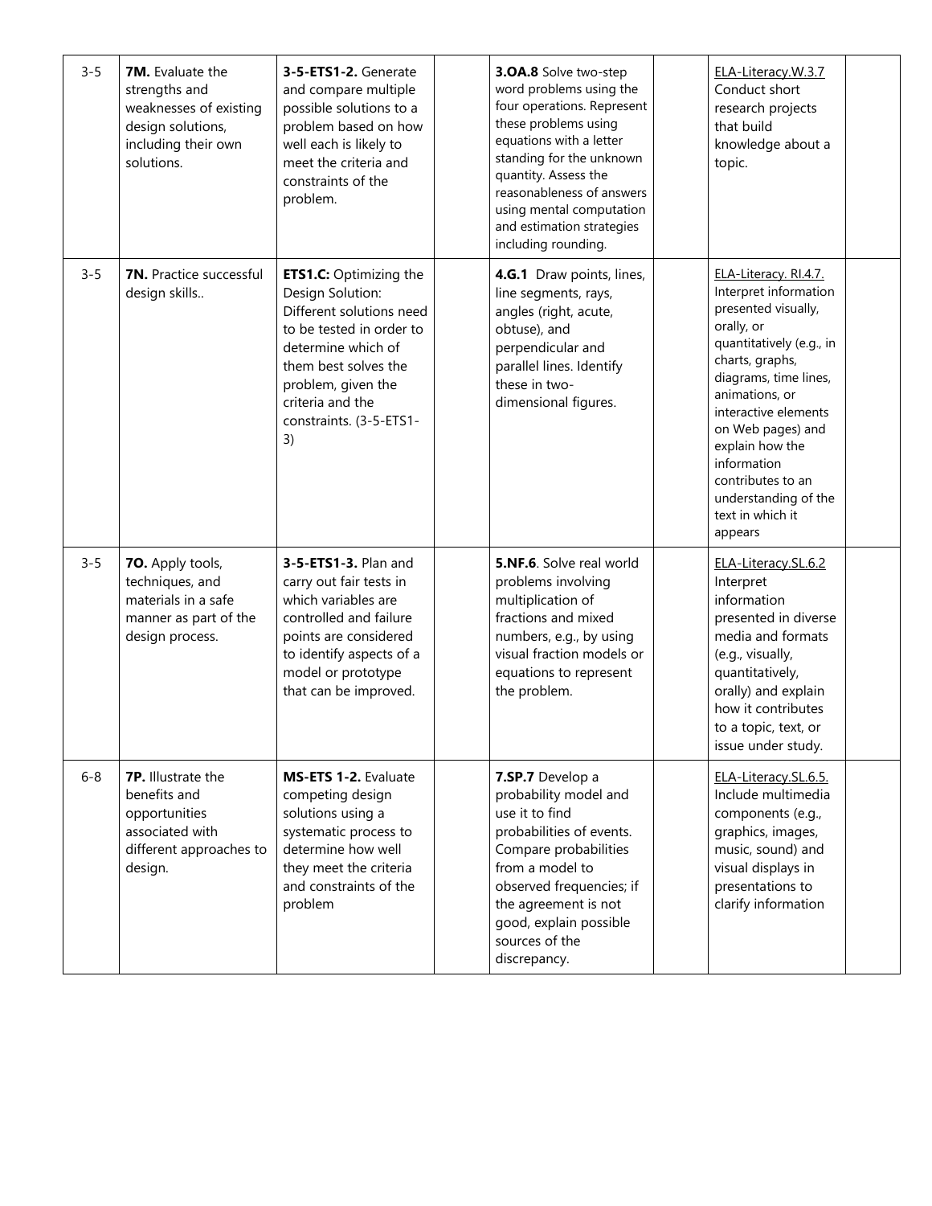| 3-5 | **7M.** Evaluate the strengths and weaknesses of existing design solutions, including their own solutions. | **3-5-ETS1-2.** Generate and compare multiple possible solutions to a problem based on how well each is likely to meet the criteria and constraints of the problem. | | **3.OA.8** Solve two-step word problems using the four operations. Represent these problems using equations with a letter standing for the unknown quantity. Assess the reasonableness of answers using mental computation and estimation strategies including rounding. | | ELA-Literacy.W.3.7 Conduct short research projects that build knowledge about a topic. | |
|---|---|---|---|---|---|---|---|
| 3-5 | **7N.** Practice successful design skills.. | **ETS1.C:** Optimizing the Design Solution: Different solutions need to be tested in order to determine which of them best solves the problem, given the criteria and the constraints. (3-5-ETS1-3) | | **4.G.1** Draw points, lines, line segments, rays, angles (right, acute, obtuse), and perpendicular and parallel lines. Identify these in two-dimensional figures. | | ELA-Literacy. RI.4.7. Interpret information presented visually, orally, or quantitatively (e.g., in charts, graphs, diagrams, time lines, animations, or interactive elements on Web pages) and explain how the information contributes to an understanding of the text in which it appears | |
| 3-5 | **7O.** Apply tools, techniques, and materials in a safe manner as part of the design process. | **3-5-ETS1-3.** Plan and carry out fair tests in which variables are controlled and failure points are considered to identify aspects of a model or prototype that can be improved. | | **5.NF.6**. Solve real world problems involving multiplication of fractions and mixed numbers, e.g., by using visual fraction models or equations to represent the problem. | | ELA-Literacy.SL.6.2 Interpret information presented in diverse media and formats (e.g., visually, quantitatively, orally) and explain how it contributes to a topic, text, or issue under study. | |
| 6-8 | **7P.** Illustrate the benefits and opportunities associated with different approaches to design. | **MS-ETS 1-2.** Evaluate competing design solutions using a systematic process to determine how well they meet the criteria and constraints of the problem | | **7.SP.7** Develop a probability model and use it to find probabilities of events. Compare probabilities from a model to observed frequencies; if the agreement is not good, explain possible sources of the discrepancy. | | ELA-Literacy.SL.6.5. Include multimedia components (e.g., graphics, images, music, sound) and visual displays in presentations to clarify information | |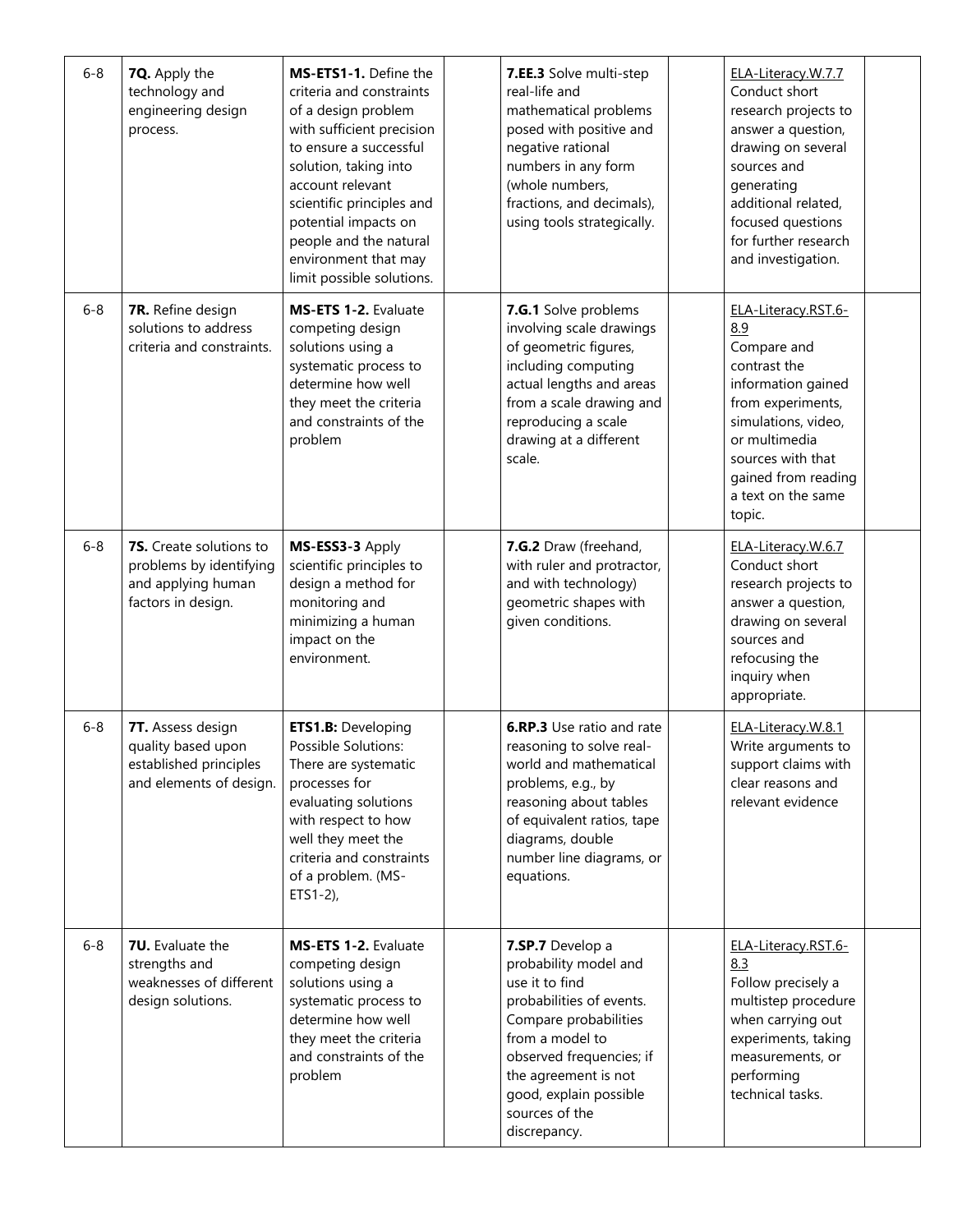| | | | | | | | |
|---|---|---|---|---|---|---|---|
| 6-8 | **7Q.** Apply the technology and engineering design process. | **MS-ETS1-1.** Define the criteria and constraints of a design problem with sufficient precision to ensure a successful solution, taking into account relevant scientific principles and potential impacts on people and the natural environment that may limit possible solutions. | | **7.EE.3** Solve multi-step real-life and mathematical problems posed with positive and negative rational numbers in any form (whole numbers, fractions, and decimals), using tools strategically. | | ELA-Literacy.W.7.7 Conduct short research projects to answer a question, drawing on several sources and generating additional related, focused questions for further research and investigation. | |
| 6-8 | **7R.** Refine design solutions to address criteria and constraints. | **MS-ETS 1-2.** Evaluate competing design solutions using a systematic process to determine how well they meet the criteria and constraints of the problem | | **7.G.1** Solve problems involving scale drawings of geometric figures, including computing actual lengths and areas from a scale drawing and reproducing a scale drawing at a different scale. | | ELA-Literacy.RST.6-8.9 Compare and contrast the information gained from experiments, simulations, video, or multimedia sources with that gained from reading a text on the same topic. | |
| 6-8 | **7S.** Create solutions to problems by identifying and applying human factors in design. | **MS-ESS3-3** Apply scientific principles to design a method for monitoring and minimizing a human impact on the environment. | | **7.G.2** Draw (freehand, with ruler and protractor, and with technology) geometric shapes with given conditions. | | ELA-Literacy.W.6.7 Conduct short research projects to answer a question, drawing on several sources and refocusing the inquiry when appropriate. | |
| 6-8 | **7T.** Assess design quality based upon established principles and elements of design. | **ETS1.B:** Developing Possible Solutions: There are systematic processes for evaluating solutions with respect to how well they meet the criteria and constraints of a problem. (MS-ETS1-2), | | **6.RP.3** Use ratio and rate reasoning to solve real-world and mathematical problems, e.g., by reasoning about tables of equivalent ratios, tape diagrams, double number line diagrams, or equations. | | ELA-Literacy.W.8.1 Write arguments to support claims with clear reasons and relevant evidence | |
| 6-8 | **7U.** Evaluate the strengths and weaknesses of different design solutions. | **MS-ETS 1-2.** Evaluate competing design solutions using a systematic process to determine how well they meet the criteria and constraints of the problem | | **7.SP.7** Develop a probability model and use it to find probabilities of events. Compare probabilities from a model to observed frequencies; if the agreement is not good, explain possible sources of the discrepancy. | | ELA-Literacy.RST.6-8.3 Follow precisely a multistep procedure when carrying out experiments, taking measurements, or performing technical tasks. | |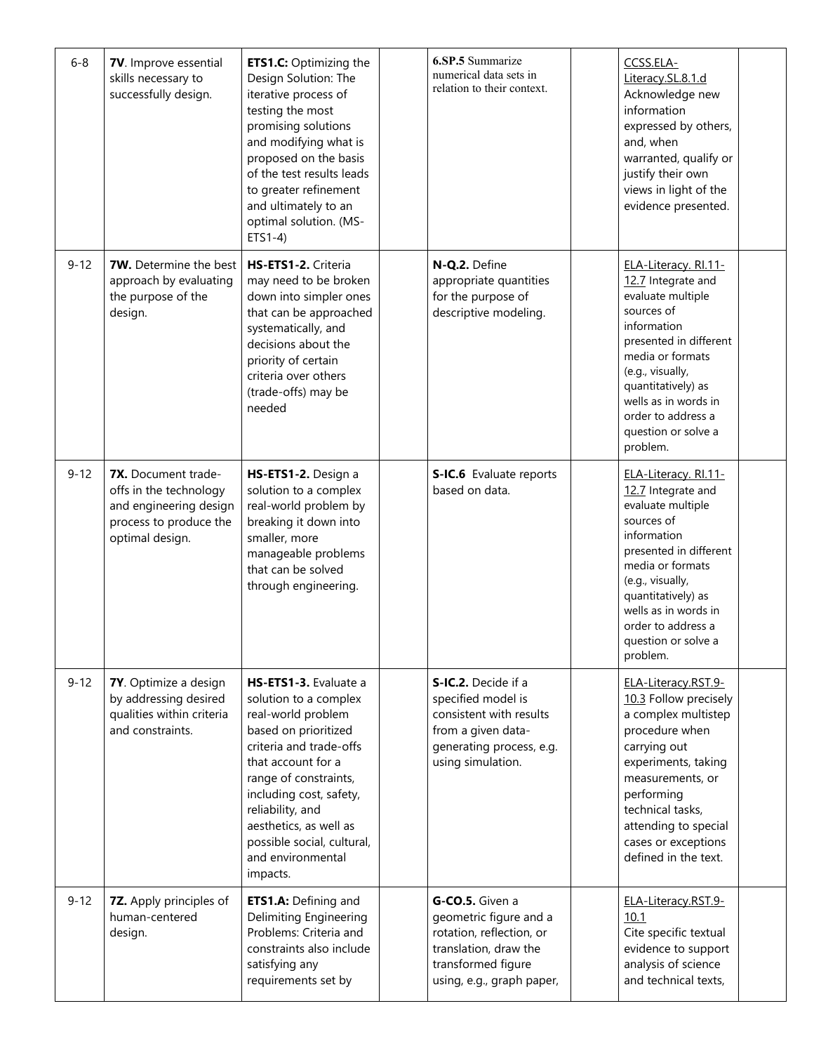| 6-8 | **7V**. Improve essential skills necessary to successfully design. | **ETS1.C:** Optimizing the Design Solution: The iterative process of testing the most promising solutions and modifying what is proposed on the basis of the test results leads to greater refinement and ultimately to an optimal solution. (MS-ETS1-4) | | **6.SP.5** Summarize numerical data sets in relation to their context. | | CCSS.ELA-Literacy.SL.8.1.d Acknowledge new information expressed by others, and, when warranted, qualify or justify their own views in light of the evidence presented. | |
|---|---|---|---|---|---|---|---|
| 9-12 | **7W.** Determine the best approach by evaluating the purpose of the design. | **HS-ETS1-2.** Criteria may need to be broken down into simpler ones that can be approached systematically, and decisions about the priority of certain criteria over others (trade-offs) may be needed | | **N-Q.2.** Define appropriate quantities for the purpose of descriptive modeling. | | ELA-Literacy. RI.11-12.7 Integrate and evaluate multiple sources of information presented in different media or formats (e.g., visually, quantitatively) as wells as in words in order to address a question or solve a problem. | |
| 9-12 | **7X.** Document trade-offs in the technology and engineering design process to produce the optimal design. | **HS-ETS1-2.** Design a solution to a complex real-world problem by breaking it down into smaller, more manageable problems that can be solved through engineering. | | **S-IC.6** Evaluate reports based on data. | | ELA-Literacy. RI.11-12.7 Integrate and evaluate multiple sources of information presented in different media or formats (e.g., visually, quantitatively) as wells as in words in order to address a question or solve a problem. | |
| 9-12 | **7Y**. Optimize a design by addressing desired qualities within criteria and constraints. | **HS-ETS1-3.** Evaluate a solution to a complex real-world problem based on prioritized criteria and trade-offs that account for a range of constraints, including cost, safety, reliability, and aesthetics, as well as possible social, cultural, and environmental impacts. | | **S-IC.2.** Decide if a specified model is consistent with results from a given data-generating process, e.g. using simulation. | | ELA-Literacy.RST.9-10.3 Follow precisely a complex multistep procedure when carrying out experiments, taking measurements, or performing technical tasks, attending to special cases or exceptions defined in the text. | |
| 9-12 | **7Z.** Apply principles of human-centered design. | **ETS1.A:** Defining and Delimiting Engineering Problems: Criteria and constraints also include satisfying any requirements set by | | **G-CO.5.** Given a geometric figure and a rotation, reflection, or translation, draw the transformed figure using, e.g., graph paper, | | ELA-Literacy.RST.9-10.1 Cite specific textual evidence to support analysis of science and technical texts, | |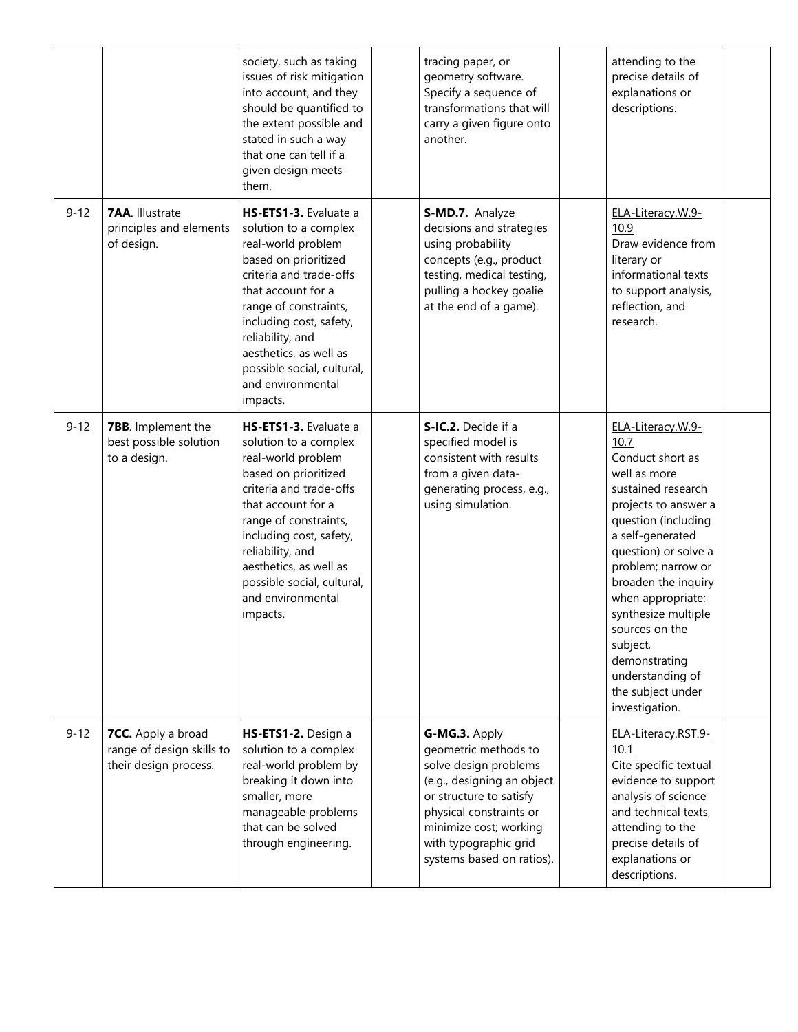| | | | | | | | |
|---|---|---|---|---|---|---|---|
| | | society, such as taking issues of risk mitigation into account, and they should be quantified to the extent possible and stated in such a way that one can tell if a given design meets them. | | tracing paper, or geometry software. Specify a sequence of transformations that will carry a given figure onto another. | | attending to the precise details of explanations or descriptions. | |
| 9-12 | **7AA**. Illustrate principles and elements of design. | **HS-ETS1-3.** Evaluate a solution to a complex real-world problem based on prioritized criteria and trade-offs that account for a range of constraints, including cost, safety, reliability, and aesthetics, as well as possible social, cultural, and environmental impacts. | | **S-MD.7.** Analyze decisions and strategies using probability concepts (e.g., product testing, medical testing, pulling a hockey goalie at the end of a game). | | ELA-Literacy.W.9-10.9 Draw evidence from literary or informational texts to support analysis, reflection, and research. | |
| 9-12 | **7BB**. Implement the best possible solution to a design. | **HS-ETS1-3.** Evaluate a solution to a complex real-world problem based on prioritized criteria and trade-offs that account for a range of constraints, including cost, safety, reliability, and aesthetics, as well as possible social, cultural, and environmental impacts. | | **S-IC.2.** Decide if a specified model is consistent with results from a given data-generating process, e.g., using simulation. | | ELA-Literacy.W.9-10.7 Conduct short as well as more sustained research projects to answer a question (including a self-generated question) or solve a problem; narrow or broaden the inquiry when appropriate; synthesize multiple sources on the subject, demonstrating understanding of the subject under investigation. | |
| 9-12 | **7CC.** Apply a broad range of design skills to their design process. | **HS-ETS1-2.** Design a solution to a complex real-world problem by breaking it down into smaller, more manageable problems that can be solved through engineering. | | **G-MG.3.** Apply geometric methods to solve design problems (e.g., designing an object or structure to satisfy physical constraints or minimize cost; working with typographic grid systems based on ratios). | | ELA-Literacy.RST.9-10.1 Cite specific textual evidence to support analysis of science and technical texts, attending to the precise details of explanations or descriptions. | |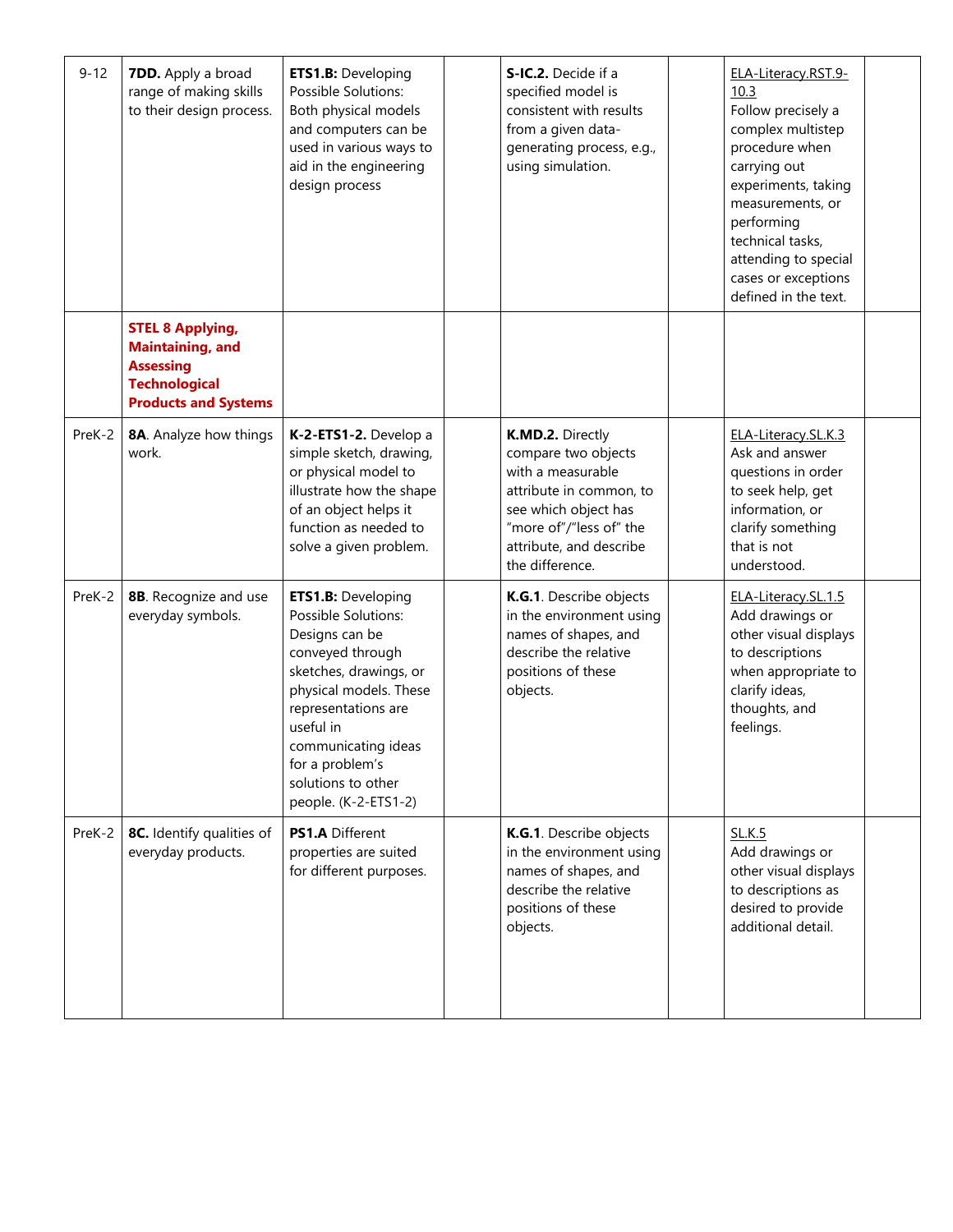| | | | | | | | |
|---|---|---|---|---|---|---|---|
| 9-12 | **7DD.** Apply a broad range of making skills to their design process. | **ETS1.B:** Developing Possible Solutions: Both physical models and computers can be used in various ways to aid in the engineering design process | | **S-IC.2.** Decide if a specified model is consistent with results from a given data-generating process, e.g., using simulation. | | ELA-Literacy.RST.9-10.3 Follow precisely a complex multistep procedure when carrying out experiments, taking measurements, or performing technical tasks, attending to special cases or exceptions defined in the text. | |
| | **STEL 8 Applying, Maintaining, and Assessing Technological Products and Systems** | | | | | | |
| PreK-2 | **8A**. Analyze how things work. | **K-2-ETS1-2.** Develop a simple sketch, drawing, or physical model to illustrate how the shape of an object helps it function as needed to solve a given problem. | | **K.MD.2.** Directly compare two objects with a measurable attribute in common, to see which object has "more of"/"less of" the attribute, and describe the difference. | | ELA-Literacy.SL.K.3 Ask and answer questions in order to seek help, get information, or clarify something that is not understood. | |
| PreK-2 | **8B**. Recognize and use everyday symbols. | **ETS1.B:** Developing Possible Solutions: Designs can be conveyed through sketches, drawings, or physical models. These representations are useful in communicating ideas for a problem's solutions to other people. (K-2-ETS1-2) | | **K.G.1**. Describe objects in the environment using names of shapes, and describe the relative positions of these objects. | | ELA-Literacy.SL.1.5 Add drawings or other visual displays to descriptions when appropriate to clarify ideas, thoughts, and feelings. | |
| PreK-2 | **8C.** Identify qualities of everyday products. | **PS1.A** Different properties are suited for different purposes. | | **K.G.1**. Describe objects in the environment using names of shapes, and describe the relative positions of these objects. | | SL.K.5 Add drawings or other visual displays to descriptions as desired to provide additional detail. | |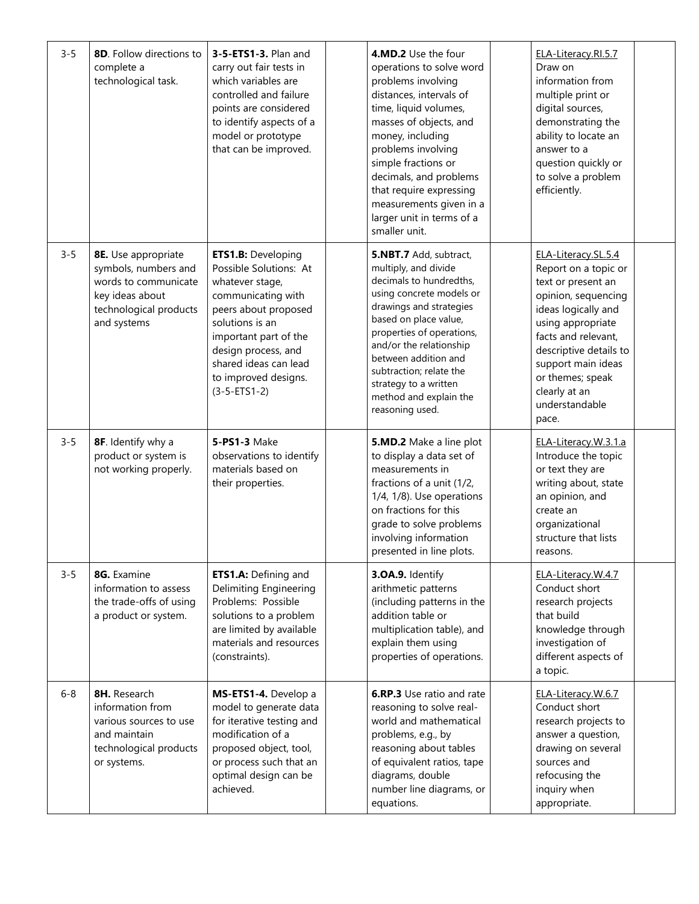| 3-5 | **8D**. Follow directions to complete a technological task. | **3-5-ETS1-3.** Plan and carry out fair tests in which variables are controlled and failure points are considered to identify aspects of a model or prototype that can be improved. | | **4.MD.2** Use the four operations to solve word problems involving distances, intervals of time, liquid volumes, masses of objects, and money, including problems involving simple fractions or decimals, and problems that require expressing measurements given in a larger unit in terms of a smaller unit. | | ELA-Literacy.RI.5.7 Draw on information from multiple print or digital sources, demonstrating the ability to locate an answer to a question quickly or to solve a problem efficiently. | |
|---|---|---|---|---|---|---|---|
| 3-5 | **8E.** Use appropriate symbols, numbers and words to communicate key ideas about technological products and systems | **ETS1.B:** Developing Possible Solutions: At whatever stage, communicating with peers about proposed solutions is an important part of the design process, and shared ideas can lead to improved designs. (3-5-ETS1-2) | | **5.NBT.7** Add, subtract, multiply, and divide decimals to hundredths, using concrete models or drawings and strategies based on place value, properties of operations, and/or the relationship between addition and subtraction; relate the strategy to a written method and explain the reasoning used. | | ELA-Literacy.SL.5.4 Report on a topic or text or present an opinion, sequencing ideas logically and using appropriate facts and relevant, descriptive details to support main ideas or themes; speak clearly at an understandable pace. | |
| 3-5 | **8F**. Identify why a product or system is not working properly. | **5-PS1-3** Make observations to identify materials based on their properties. | | **5.MD.2** Make a line plot to display a data set of measurements in fractions of a unit (1/2, 1/4, 1/8). Use operations on fractions for this grade to solve problems involving information presented in line plots. | | ELA-Literacy.W.3.1.a Introduce the topic or text they are writing about, state an opinion, and create an organizational structure that lists reasons. | |
| 3-5 | **8G.** Examine information to assess the trade-offs of using a product or system. | **ETS1.A:** Defining and Delimiting Engineering Problems: Possible solutions to a problem are limited by available materials and resources (constraints). | | **3.OA.9.** Identify arithmetic patterns (including patterns in the addition table or multiplication table), and explain them using properties of operations. | | ELA-Literacy.W.4.7 Conduct short research projects that build knowledge through investigation of different aspects of a topic. | |
| 6-8 | **8H.** Research information from various sources to use and maintain technological products or systems. | **MS-ETS1-4.** Develop a model to generate data for iterative testing and modification of a proposed object, tool, or process such that an optimal design can be achieved. | | **6.RP.3** Use ratio and rate reasoning to solve real-world and mathematical problems, e.g., by reasoning about tables of equivalent ratios, tape diagrams, double number line diagrams, or equations. | | ELA-Literacy.W.6.7 Conduct short research projects to answer a question, drawing on several sources and refocusing the inquiry when appropriate. | |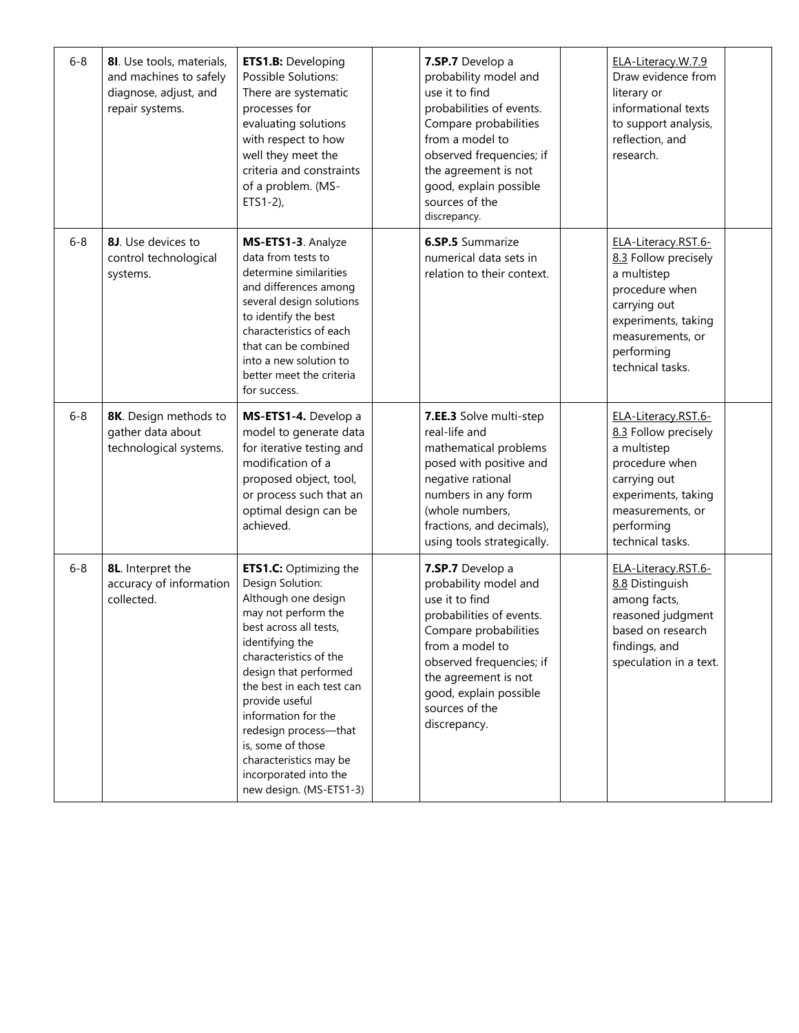| 6-8 | **8I**. Use tools, materials, and machines to safely diagnose, adjust, and repair systems. | **ETS1.B:** Developing Possible Solutions: There are systematic processes for evaluating solutions with respect to how well they meet the criteria and constraints of a problem. (MS-ETS1-2), | | **7.SP.7** Develop a probability model and use it to find probabilities of events. Compare probabilities from a model to observed frequencies; if the agreement is not good, explain possible sources of the discrepancy. | | ELA-Literacy.W.7.9 Draw evidence from literary or informational texts to support analysis, reflection, and research. | |
|---|---|---|---|---|---|---|---|
| 6-8 | **8J**. Use devices to control technological systems. | **MS-ETS1-3**. Analyze data from tests to determine similarities and differences among several design solutions to identify the best characteristics of each that can be combined into a new solution to better meet the criteria for success. | | **6.SP.5** Summarize numerical data sets in relation to their context. | | ELA-Literacy.RST.6-8.3 Follow precisely a multistep procedure when carrying out experiments, taking measurements, or performing technical tasks. | |
| 6-8 | **8K**. Design methods to gather data about technological systems. | **MS-ETS1-4.** Develop a model to generate data for iterative testing and modification of a proposed object, tool, or process such that an optimal design can be achieved. | | **7.EE.3** Solve multi-step real-life and mathematical problems posed with positive and negative rational numbers in any form (whole numbers, fractions, and decimals), using tools strategically. | | ELA-Literacy.RST.6-8.3 Follow precisely a multistep procedure when carrying out experiments, taking measurements, or performing technical tasks. | |
| 6-8 | **8L**. Interpret the accuracy of information collected. | **ETS1.C:** Optimizing the Design Solution: Although one design may not perform the best across all tests, identifying the characteristics of the design that performed the best in each test can provide useful information for the redesign process—that is, some of those characteristics may be incorporated into the new design. (MS-ETS1-3) | | **7.SP.7** Develop a probability model and use it to find probabilities of events. Compare probabilities from a model to observed frequencies; if the agreement is not good, explain possible sources of the discrepancy. | | ELA-Literacy.RST.6-8.8 Distinguish among facts, reasoned judgment based on research findings, and speculation in a text. | |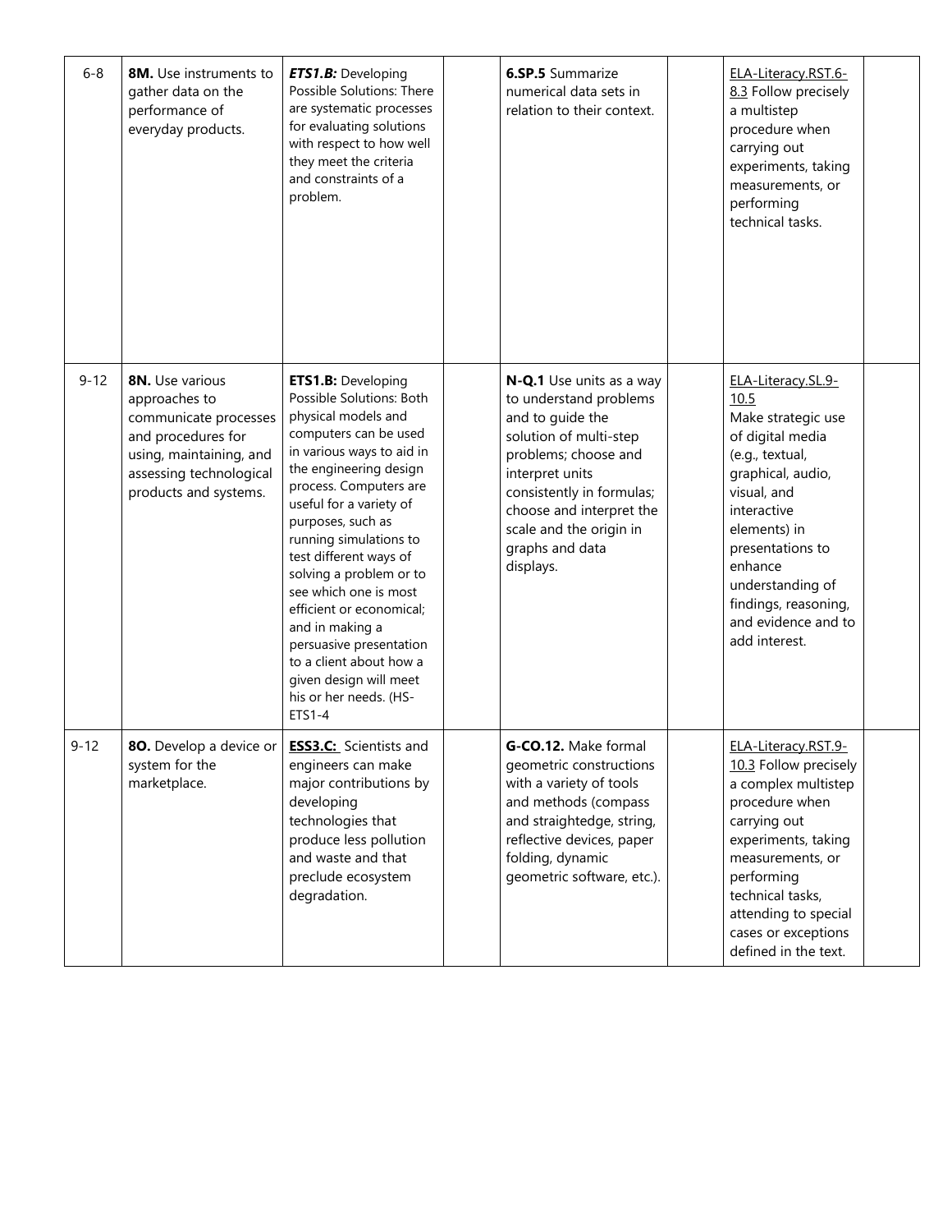| 6-8 | **8M.** Use instruments to gather data on the performance of everyday products. | ***ETS1.B:*** Developing Possible Solutions: There are systematic processes for evaluating solutions with respect to how well they meet the criteria and constraints of a problem. | | **6.SP.5** Summarize numerical data sets in relation to their context. | | ELA-Literacy.RST.6-8.3 Follow precisely a multistep procedure when carrying out experiments, taking measurements, or performing technical tasks. | |
|---|---|---|---|---|---|---|---|
| 9-12 | **8N.** Use various approaches to communicate processes and procedures for using, maintaining, and assessing technological products and systems. | **ETS1.B:** Developing Possible Solutions: Both physical models and computers can be used in various ways to aid in the engineering design process. Computers are useful for a variety of purposes, such as running simulations to test different ways of solving a problem or to see which one is most efficient or economical; and in making a persuasive presentation to a client about how a given design will meet his or her needs. (HS-ETS1-4 | | **N-Q.1** Use units as a way to understand problems and to guide the solution of multi-step problems; choose and interpret units consistently in formulas; choose and interpret the scale and the origin in graphs and data displays. | | ELA-Literacy.SL.9-10.5 Make strategic use of digital media (e.g., textual, graphical, audio, visual, and interactive elements) in presentations to enhance understanding of findings, reasoning, and evidence and to add interest. | |
| 9-12 | **8O.** Develop a device or system for the marketplace. | **ESS3.C:** Scientists and engineers can make major contributions by developing technologies that produce less pollution and waste and that preclude ecosystem degradation. | | **G-CO.12.** Make formal geometric constructions with a variety of tools and methods (compass and straightedge, string, reflective devices, paper folding, dynamic geometric software, etc.). | | ELA-Literacy.RST.9-10.3 Follow precisely a complex multistep procedure when carrying out experiments, taking measurements, or performing technical tasks, attending to special cases or exceptions defined in the text. | |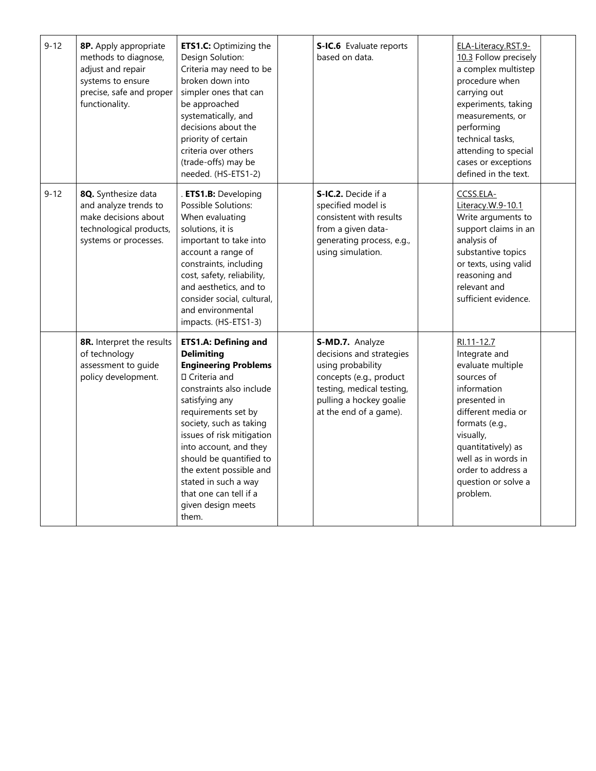| | | | | | | | |
|---|---|---|---|---|---|---|---|
| 9-12 | **8P.** Apply appropriate methods to diagnose, adjust and repair systems to ensure precise, safe and proper functionality. | **ETS1.C:** Optimizing the Design Solution: Criteria may need to be broken down into simpler ones that can be approached systematically, and decisions about the priority of certain criteria over others (trade-offs) may be needed. (HS-ETS1-2) | | **S-IC.6** Evaluate reports based on data. | | ELA-Literacy.RST.9-10.3 Follow precisely a complex multistep procedure when carrying out experiments, taking measurements, or performing technical tasks, attending to special cases or exceptions defined in the text. | |
| 9-12 | **8Q.** Synthesize data and analyze trends to make decisions about technological products, systems or processes. | . **ETS1.B:** Developing Possible Solutions: When evaluating solutions, it is important to take into account a range of constraints, including cost, safety, reliability, and aesthetics, and to consider social, cultural, and environmental impacts. (HS-ETS1-3) | | **S-IC.2.** Decide if a specified model is consistent with results from a given data-generating process, e.g., using simulation. | | CCSS.ELA-Literacy.W.9-10.1 Write arguments to support claims in an analysis of substantive topics or texts, using valid reasoning and relevant and sufficient evidence. | |
| | **8R.** Interpret the results of technology assessment to guide policy development. | **ETS1.A: Defining and Delimiting Engineering Problems** Criteria and constraints also include satisfying any requirements set by society, such as taking issues of risk mitigation into account, and they should be quantified to the extent possible and stated in such a way that one can tell if a given design meets them. | | **S-MD.7.** Analyze decisions and strategies using probability concepts (e.g., product testing, medical testing, pulling a hockey goalie at the end of a game). | | RI.11-12.7 Integrate and evaluate multiple sources of information presented in different media or formats (e.g., visually, quantitatively) as well as in words in order to address a question or solve a problem. | |